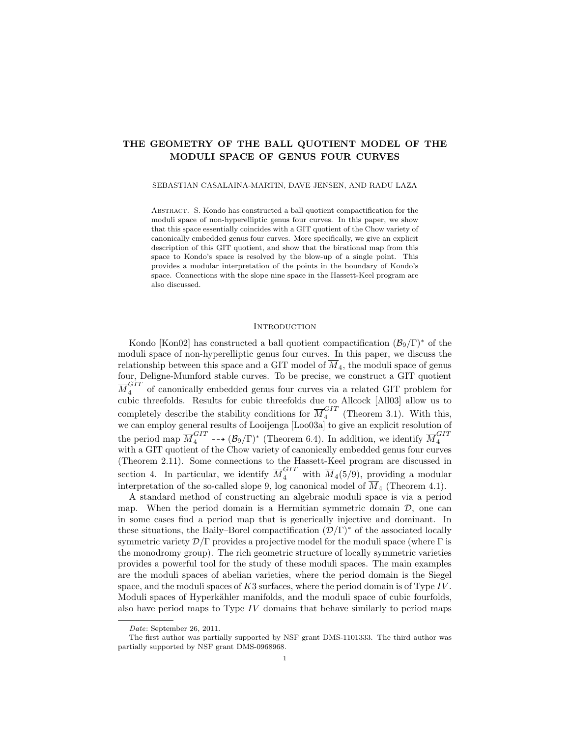# THE GEOMETRY OF THE BALL QUOTIENT MODEL OF THE MODULI SPACE OF GENUS FOUR CURVES

SEBASTIAN CASALAINA-MARTIN, DAVE JENSEN, AND RADU LAZA

Abstract. S. Kondo has constructed a ball quotient compactification for the moduli space of non-hyperelliptic genus four curves. In this paper, we show that this space essentially coincides with a GIT quotient of the Chow variety of canonically embedded genus four curves. More specifically, we give an explicit description of this GIT quotient, and show that the birational map from this space to Kondo's space is resolved by the blow-up of a single point. This provides a modular interpretation of the points in the boundary of Kondo's space. Connections with the slope nine space in the Hassett-Keel program are also discussed.

## Introduction

Kondo [Kon02] has constructed a ball quotient compactification $(\mathcal{B}_9/\Gamma)^*$ of the moduli space of non-hyperelliptic genus four curves. In this paper, we discuss the relationship between this space and a GIT model of $\overline{M}_4$, the moduli space of genus four, Deligne-Mumford stable curves. To be precise, we construct a GIT quotient $\overline{M}_4^{GIT}$ of canonically embedded genus four curves via a related GIT problem for cubic threefolds. Results for cubic threefolds due to Allcock [All03] allow us to completely describe the stability conditions for $\overline{M}_4^{GIT}$ (Theorem 3.1). With this, we can employ general results of Looijenga [Loo03a] to give an explicit resolution of the period map $\overline{M}_4^{GIT} \dashrightarrow (\mathcal{B}_9/\Gamma)^*$ (Theorem 6.4). In addition, we identify $\overline{M}_4^{GIT}$ with a GIT quotient of the Chow variety of canonically embedded genus four curves (Theorem 2.11). Some connections to the Hassett-Keel program are discussed in section 4. In particular, we identify $\overline{M}_4^{GIT}$ with $\overline{M}_4(5/9)$, providing a modular interpretation of the so-called slope 9, log canonical model of $\overline{M}_4$ (Theorem 4.1).

A standard method of constructing an algebraic moduli space is via a period map. When the period domain is a Hermitian symmetric domain $\mathcal{D}$, one can in some cases find a period map that is generically injective and dominant. In these situations, the Baily–Borel compactification $(\mathcal{D}/\Gamma)^*$ of the associated locally symmetric variety $\mathcal{D}/\Gamma$ provides a projective model for the moduli space (where $\Gamma$ is the monodromy group). The rich geometric structure of locally symmetric varieties provides a powerful tool for the study of these moduli spaces. The main examples are the moduli spaces of abelian varieties, where the period domain is the Siegel space, and the moduli spaces of $K3$ surfaces, where the period domain is of Type $IV$. Moduli spaces of Hyperkähler manifolds, and the moduli space of cubic fourfolds, also have period maps to Type $IV$ domains that behave similarly to period maps

---

*Date*: September 26, 2011.

The first author was partially supported by NSF grant DMS-1101333. The third author was partially supported by NSF grant DMS-0968968.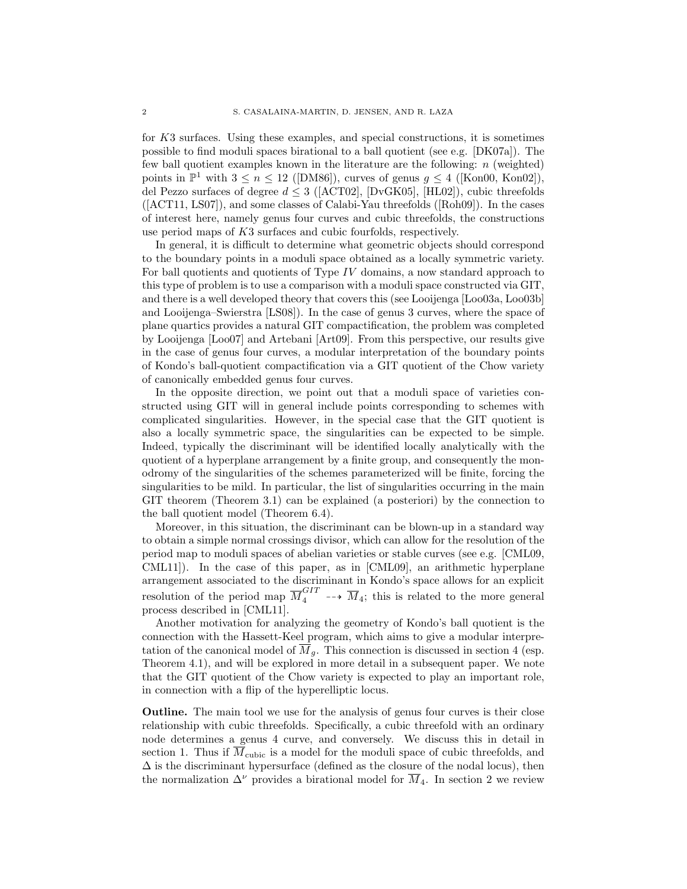for $K3$ surfaces. Using these examples, and special constructions, it is sometimes possible to find moduli spaces birational to a ball quotient (see e.g. [DK07a]). The few ball quotient examples known in the literature are the following: $n$ (weighted) points in $\mathbb{P}^1$ with $3 \leq n \leq 12$ ([DM86]), curves of genus $g \leq 4$ ([Kon00, Kon02]), del Pezzo surfaces of degree $d \leq 3$ ([ACT02], [DvGK05], [HL02]), cubic threefolds ([ACT11, LS07]), and some classes of Calabi-Yau threefolds ([Roh09]). In the cases of interest here, namely genus four curves and cubic threefolds, the constructions use period maps of $K3$ surfaces and cubic fourfolds, respectively.

In general, it is difficult to determine what geometric objects should correspond to the boundary points in a moduli space obtained as a locally symmetric variety. For ball quotients and quotients of Type $IV$ domains, a now standard approach to this type of problem is to use a comparison with a moduli space constructed via GIT, and there is a well developed theory that covers this (see Looijenga [Loo03a, Loo03b] and Looijenga–Swierstra [LS08]). In the case of genus 3 curves, where the space of plane quartics provides a natural GIT compactification, the problem was completed by Looijenga [Loo07] and Artebani [Art09]. From this perspective, our results give in the case of genus four curves, a modular interpretation of the boundary points of Kondo's ball-quotient compactification via a GIT quotient of the Chow variety of canonically embedded genus four curves.

In the opposite direction, we point out that a moduli space of varieties constructed using GIT will in general include points corresponding to schemes with complicated singularities. However, in the special case that the GIT quotient is also a locally symmetric space, the singularities can be expected to be simple. Indeed, typically the discriminant will be identified locally analytically with the quotient of a hyperplane arrangement by a finite group, and consequently the monodromy of the singularities of the schemes parameterized will be finite, forcing the singularities to be mild. In particular, the list of singularities occurring in the main GIT theorem (Theorem 3.1) can be explained (a posteriori) by the connection to the ball quotient model (Theorem 6.4).

Moreover, in this situation, the discriminant can be blown-up in a standard way to obtain a simple normal crossings divisor, which can allow for the resolution of the period map to moduli spaces of abelian varieties or stable curves (see e.g. [CML09, CML11]). In the case of this paper, as in [CML09], an arithmetic hyperplane arrangement associated to the discriminant in Kondo's space allows for an explicit resolution of the period map $\overline{M}_4^{GIT} \dashrightarrow \overline{M}_4$; this is related to the more general process described in [CML11].

Another motivation for analyzing the geometry of Kondo's ball quotient is the connection with the Hassett-Keel program, which aims to give a modular interpretation of the canonical model of $\overline{M}_g$. This connection is discussed in section 4 (esp. Theorem 4.1), and will be explored in more detail in a subsequent paper. We note that the GIT quotient of the Chow variety is expected to play an important role, in connection with a flip of the hyperelliptic locus.

**Outline.** The main tool we use for the analysis of genus four curves is their close relationship with cubic threefolds. Specifically, a cubic threefold with an ordinary node determines a genus 4 curve, and conversely. We discuss this in detail in section 1. Thus if $\overline{M}_{\text{cubic}}$ is a model for the moduli space of cubic threefolds, and $\Delta$ is the discriminant hypersurface (defined as the closure of the nodal locus), then the normalization $\Delta^\nu$ provides a birational model for $\overline{M}_4$. In section 2 we review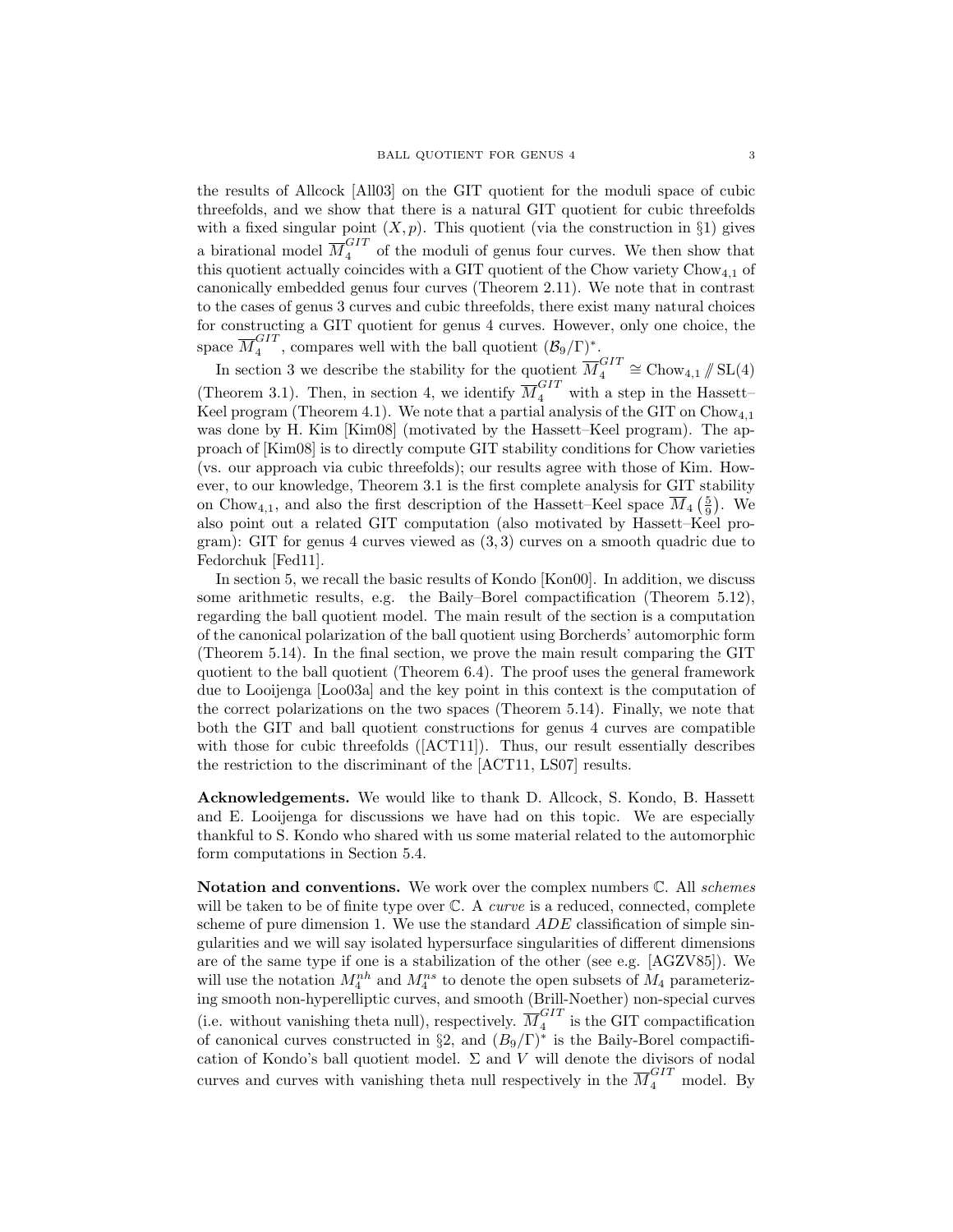the results of Allcock [All03] on the GIT quotient for the moduli space of cubic threefolds, and we show that there is a natural GIT quotient for cubic threefolds with a fixed singular point $(X, p)$. This quotient (via the construction in §1) gives a birational model $\overline{M}_4^{GIT}$ of the moduli of genus four curves. We then show that this quotient actually coincides with a GIT quotient of the Chow variety $\mathrm{Chow}_{4,1}$ of canonically embedded genus four curves (Theorem 2.11). We note that in contrast to the cases of genus 3 curves and cubic threefolds, there exist many natural choices for constructing a GIT quotient for genus 4 curves. However, only one choice, the space $\overline{M}_4^{GIT}$, compares well with the ball quotient $(\mathcal{B}_9/\Gamma)^*$.

In section 3 we describe the stability for the quotient $\overline{M}_4^{GIT} \cong \mathrm{Chow}_{4,1} /\!\!/ \mathrm{SL}(4)$ (Theorem 3.1). Then, in section 4, we identify $\overline{M}_4^{GIT}$ with a step in the Hassett–Keel program (Theorem 4.1). We note that a partial analysis of the GIT on $\mathrm{Chow}_{4,1}$ was done by H. Kim [Kim08] (motivated by the Hassett–Keel program). The approach of [Kim08] is to directly compute GIT stability conditions for Chow varieties (vs. our approach via cubic threefolds); our results agree with those of Kim. However, to our knowledge, Theorem 3.1 is the first complete analysis for GIT stability on $\mathrm{Chow}_{4,1}$, and also the first description of the Hassett–Keel space $\overline{M}_4\left(\frac{5}{9}\right)$. We also point out a related GIT computation (also motivated by Hassett–Keel program): GIT for genus 4 curves viewed as $(3,3)$ curves on a smooth quadric due to Fedorchuk [Fed11].

In section 5, we recall the basic results of Kondo [Kon00]. In addition, we discuss some arithmetic results, e.g. the Baily–Borel compactification (Theorem 5.12), regarding the ball quotient model. The main result of the section is a computation of the canonical polarization of the ball quotient using Borcherds' automorphic form (Theorem 5.14). In the final section, we prove the main result comparing the GIT quotient to the ball quotient (Theorem 6.4). The proof uses the general framework due to Looijenga [Loo03a] and the key point in this context is the computation of the correct polarizations on the two spaces (Theorem 5.14). Finally, we note that both the GIT and ball quotient constructions for genus 4 curves are compatible with those for cubic threefolds ([ACT11]). Thus, our result essentially describes the restriction to the discriminant of the [ACT11, LS07] results.

**Acknowledgements.** We would like to thank D. Allcock, S. Kondo, B. Hassett and E. Looijenga for discussions we have had on this topic. We are especially thankful to S. Kondo who shared with us some material related to the automorphic form computations in Section 5.4.

**Notation and conventions.** We work over the complex numbers $\mathbb{C}$. All *schemes* will be taken to be of finite type over $\mathbb{C}$. A *curve* is a reduced, connected, complete scheme of pure dimension 1. We use the standard $ADE$ classification of simple singularities and we will say isolated hypersurface singularities of different dimensions are of the same type if one is a stabilization of the other (see e.g. [AGZV85]). We will use the notation $M_4^{nh}$ and $M_4^{ns}$ to denote the open subsets of $M_4$ parameterizing smooth non-hyperelliptic curves, and smooth (Brill-Noether) non-special curves (i.e. without vanishing theta null), respectively. $\overline{M}_4^{GIT}$ is the GIT compactification of canonical curves constructed in §2, and $(B_9/\Gamma)^*$ is the Baily-Borel compactification of Kondo's ball quotient model. $\Sigma$ and $V$ will denote the divisors of nodal curves and curves with vanishing theta null respectively in the $\overline{M}_4^{GIT}$ model. By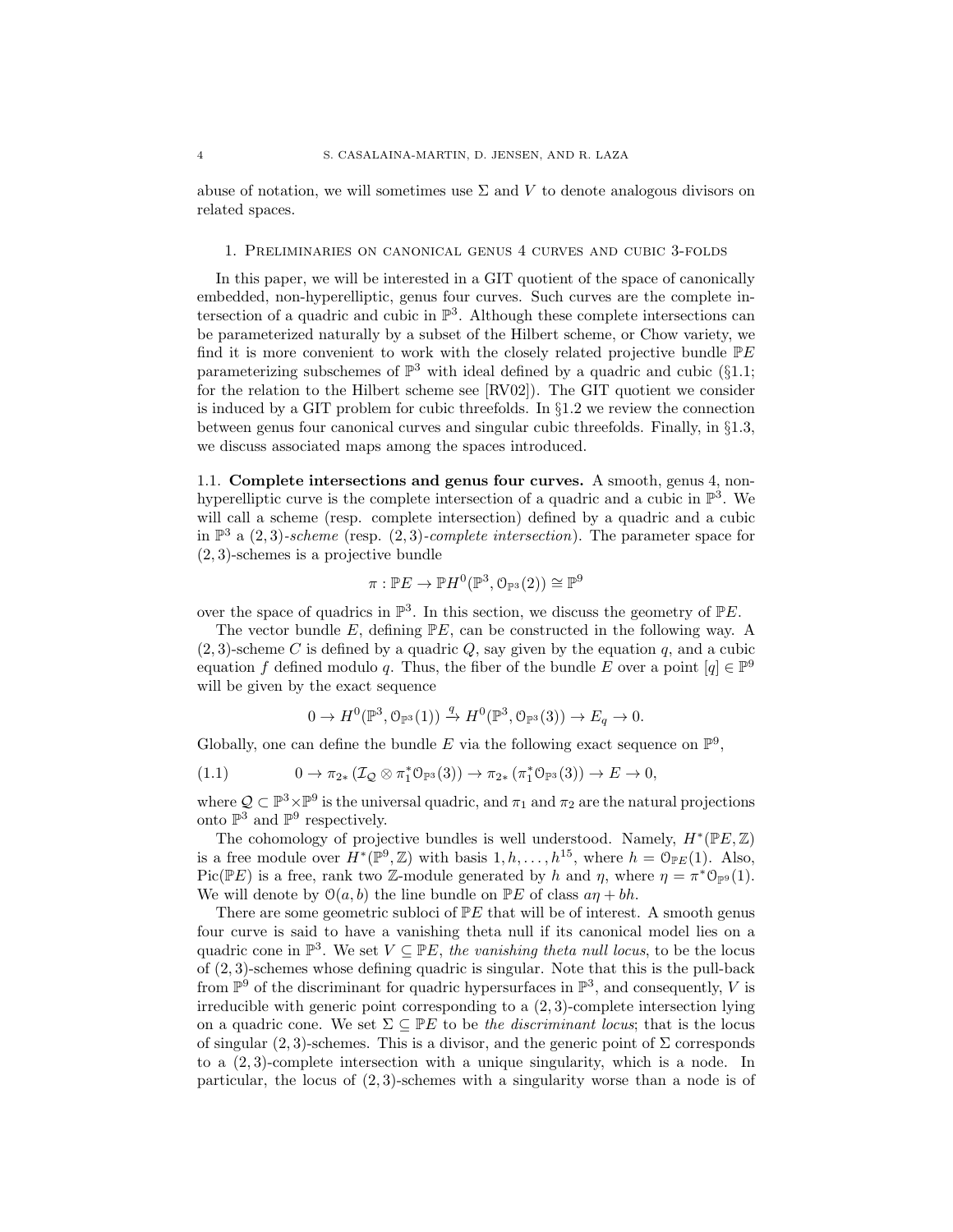abuse of notation, we will sometimes use $\Sigma$ and $V$ to denote analogous divisors on related spaces.

## 1. Preliminaries on canonical genus 4 curves and cubic 3-folds

In this paper, we will be interested in a GIT quotient of the space of canonically embedded, non-hyperelliptic, genus four curves. Such curves are the complete intersection of a quadric and cubic in $\mathbb{P}^3$. Although these complete intersections can be parameterized naturally by a subset of the Hilbert scheme, or Chow variety, we find it is more convenient to work with the closely related projective bundle $\mathbb{P}E$ parameterizing subschemes of $\mathbb{P}^3$ with ideal defined by a quadric and cubic (§1.1; for the relation to the Hilbert scheme see [RV02]). The GIT quotient we consider is induced by a GIT problem for cubic threefolds. In §1.2 we review the connection between genus four canonical curves and singular cubic threefolds. Finally, in §1.3, we discuss associated maps among the spaces introduced.

**1.1. Complete intersections and genus four curves.** A smooth, genus 4, non-hyperelliptic curve is the complete intersection of a quadric and a cubic in $\mathbb{P}^3$. We will call a scheme (resp. complete intersection) defined by a quadric and a cubic in $\mathbb{P}^3$ a $(2,3)$-*scheme* (resp. $(2,3)$-*complete intersection*). The parameter space for $(2,3)$-schemes is a projective bundle

$$\pi : \mathbb{P}E \to \mathbb{P}H^0(\mathbb{P}^3, \mathcal{O}_{\mathbb{P}^3}(2)) \cong \mathbb{P}^9$$

over the space of quadrics in $\mathbb{P}^3$. In this section, we discuss the geometry of $\mathbb{P}E$.

The vector bundle $E$, defining $\mathbb{P}E$, can be constructed in the following way. A $(2,3)$-scheme $C$ is defined by a quadric $Q$, say given by the equation $q$, and a cubic equation $f$ defined modulo $q$. Thus, the fiber of the bundle $E$ over a point $[q] \in \mathbb{P}^9$ will be given by the exact sequence

$$0 \to H^0(\mathbb{P}^3, \mathcal{O}_{\mathbb{P}^3}(1)) \xrightarrow{q} H^0(\mathbb{P}^3, \mathcal{O}_{\mathbb{P}^3}(3)) \to E_q \to 0.$$

Globally, one can define the bundle $E$ via the following exact sequence on $\mathbb{P}^9$,

$$0 \to \pi_{2*}\left(\mathcal{I}_{\mathcal{Q}} \otimes \pi_1^*\mathcal{O}_{\mathbb{P}^3}(3)\right) \to \pi_{2*}\left(\pi_1^*\mathcal{O}_{\mathbb{P}^3}(3)\right) \to E \to 0, \tag{1.1}$$

where $\mathcal{Q} \subset \mathbb{P}^3 \times \mathbb{P}^9$ is the universal quadric, and $\pi_1$ and $\pi_2$ are the natural projections onto $\mathbb{P}^3$ and $\mathbb{P}^9$ respectively.

The cohomology of projective bundles is well understood. Namely, $H^*(\mathbb{P}E, \mathbb{Z})$ is a free module over $H^*(\mathbb{P}^9, \mathbb{Z})$ with basis $1, h, \ldots, h^{15}$, where $h = \mathcal{O}_{\mathbb{P}E}(1)$. Also, $\operatorname{Pic}(\mathbb{P}E)$ is a free, rank two $\mathbb{Z}$-module generated by $h$ and $\eta$, where $\eta = \pi^*\mathcal{O}_{\mathbb{P}^9}(1)$. We will denote by $\mathcal{O}(a,b)$ the line bundle on $\mathbb{P}E$ of class $a\eta + bh$.

There are some geometric subloci of $\mathbb{P}E$ that will be of interest. A smooth genus four curve is said to have a vanishing theta null if its canonical model lies on a quadric cone in $\mathbb{P}^3$. We set $V \subseteq \mathbb{P}E$, *the vanishing theta null locus*, to be the locus of $(2,3)$-schemes whose defining quadric is singular. Note that this is the pull-back from $\mathbb{P}^9$ of the discriminant for quadric hypersurfaces in $\mathbb{P}^3$, and consequently, $V$ is irreducible with generic point corresponding to a $(2,3)$-complete intersection lying on a quadric cone. We set $\Sigma \subseteq \mathbb{P}E$ to be *the discriminant locus*; that is the locus of singular $(2,3)$-schemes. This is a divisor, and the generic point of $\Sigma$ corresponds to a $(2,3)$-complete intersection with a unique singularity, which is a node. In particular, the locus of $(2,3)$-schemes with a singularity worse than a node is of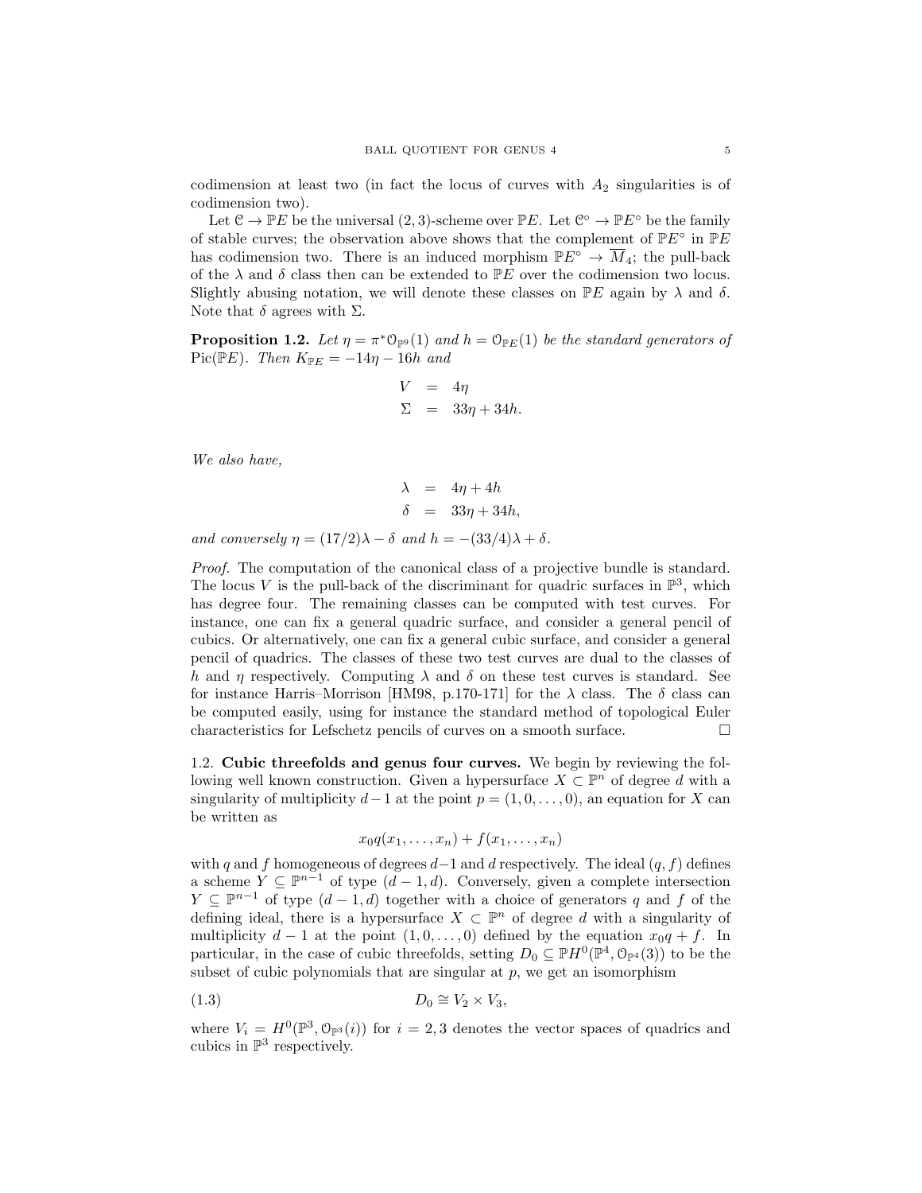codimension at least two (in fact the locus of curves with $A_2$ singularities is of codimension two).

Let $\mathcal{C} \to \mathbb{P}E$ be the universal $(2,3)$-scheme over $\mathbb{P}E$. Let $\mathcal{C}^\circ \to \mathbb{P}E^\circ$ be the family of stable curves; the observation above shows that the complement of $\mathbb{P}E^\circ$ in $\mathbb{P}E$ has codimension two. There is an induced morphism $\mathbb{P}E^\circ \to \overline{M}_4$; the pull-back of the $\lambda$ and $\delta$ class then can be extended to $\mathbb{P}E$ over the codimension two locus. Slightly abusing notation, we will denote these classes on $\mathbb{P}E$ again by $\lambda$ and $\delta$. Note that $\delta$ agrees with $\Sigma$.

**Proposition 1.2.** *Let $\eta = \pi^*\mathcal{O}_{\mathbb{P}^9}(1)$ and $h = \mathcal{O}_{\mathbb{P}E}(1)$ be the standard generators of $\mathrm{Pic}(\mathbb{P}E)$. Then $K_{\mathbb{P}E} = -14\eta - 16h$ and*

$$
\begin{aligned}
V &= 4\eta \\
\Sigma &= 33\eta + 34h.
\end{aligned}
$$

*We also have,*

$$
\begin{aligned}
\lambda &= 4\eta + 4h \\
\delta &= 33\eta + 34h,
\end{aligned}
$$

*and conversely $\eta = (17/2)\lambda - \delta$ and $h = -(33/4)\lambda + \delta$.*

*Proof.* The computation of the canonical class of a projective bundle is standard. The locus $V$ is the pull-back of the discriminant for quadric surfaces in $\mathbb{P}^3$, which has degree four. The remaining classes can be computed with test curves. For instance, one can fix a general quadric surface, and consider a general pencil of cubics. Or alternatively, one can fix a general cubic surface, and consider a general pencil of quadrics. The classes of these two test curves are dual to the classes of $h$ and $\eta$ respectively. Computing $\lambda$ and $\delta$ on these test curves is standard. See for instance Harris–Morrison [HM98, p.170-171] for the $\lambda$ class. The $\delta$ class can be computed easily, using for instance the standard method of topological Euler characteristics for Lefschetz pencils of curves on a smooth surface. $\square$

1.2. **Cubic threefolds and genus four curves.** We begin by reviewing the following well known construction. Given a hypersurface $X \subset \mathbb{P}^n$ of degree $d$ with a singularity of multiplicity $d-1$ at the point $p = (1, 0, \ldots, 0)$, an equation for $X$ can be written as

$$
x_0 q(x_1, \ldots, x_n) + f(x_1, \ldots, x_n)
$$

with $q$ and $f$ homogeneous of degrees $d-1$ and $d$ respectively. The ideal $(q, f)$ defines a scheme $Y \subseteq \mathbb{P}^{n-1}$ of type $(d-1, d)$. Conversely, given a complete intersection $Y \subseteq \mathbb{P}^{n-1}$ of type $(d-1, d)$ together with a choice of generators $q$ and $f$ of the defining ideal, there is a hypersurface $X \subset \mathbb{P}^n$ of degree $d$ with a singularity of multiplicity $d-1$ at the point $(1, 0, \ldots, 0)$ defined by the equation $x_0 q + f$. In particular, in the case of cubic threefolds, setting $D_0 \subseteq \mathbb{P}H^0(\mathbb{P}^4, \mathcal{O}_{\mathbb{P}^4}(3))$ to be the subset of cubic polynomials that are singular at $p$, we get an isomorphism

$$
D_0 \cong V_2 \times V_3, \tag{1.3}
$$

where $V_i = H^0(\mathbb{P}^3, \mathcal{O}_{\mathbb{P}^3}(i))$ for $i = 2, 3$ denotes the vector spaces of quadrics and cubics in $\mathbb{P}^3$ respectively.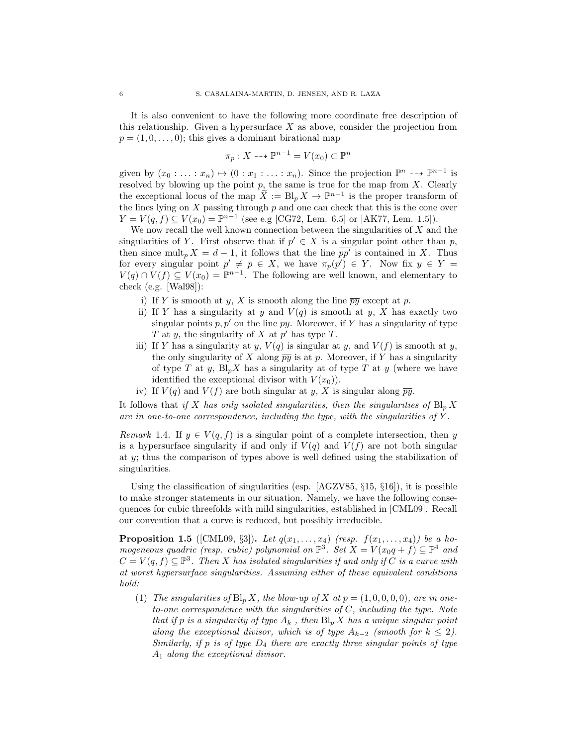It is also convenient to have the following more coordinate free description of this relationship. Given a hypersurface $X$ as above, consider the projection from $p = (1, 0, \dots, 0)$; this gives a dominant birational map

$$\pi_p : X \dashrightarrow \mathbb{P}^{n-1} = V(x_0) \subset \mathbb{P}^n$$

given by $(x_0 : \dots : x_n) \mapsto (0 : x_1 : \dots : x_n)$. Since the projection $\mathbb{P}^n \dashrightarrow \mathbb{P}^{n-1}$ is resolved by blowing up the point $p$, the same is true for the map from $X$. Clearly the exceptional locus of the map $\widetilde{X} := \mathrm{Bl}_p X \to \mathbb{P}^{n-1}$ is the proper transform of the lines lying on $X$ passing through $p$ and one can check that this is the cone over $Y = V(q, f) \subseteq V(x_0) = \mathbb{P}^{n-1}$ (see e.g [CG72, Lem. 6.5] or [AK77, Lem. 1.5]).

We now recall the well known connection between the singularities of $X$ and the singularities of $Y$. First observe that if $p' \in X$ is a singular point other than $p$, then since $\mathrm{mult}_p X = d - 1$, it follows that the line $\overline{pp'}$ is contained in $X$. Thus for every singular point $p' \neq p \in X$, we have $\pi_p(p') \in Y$. Now fix $y \in Y = V(q) \cap V(f) \subseteq V(x_0) = \mathbb{P}^{n-1}$. The following are well known, and elementary to check (e.g. [Wal98]):

i) If $Y$ is smooth at $y$, $X$ is smooth along the line $\overline{py}$ except at $p$.
ii) If $Y$ has a singularity at $y$ and $V(q)$ is smooth at $y$, $X$ has exactly two singular points $p, p'$ on the line $\overline{py}$. Moreover, if $Y$ has a singularity of type $T$ at $y$, the singularity of $X$ at $p'$ has type $T$.
iii) If $Y$ has a singularity at $y$, $V(q)$ is singular at $y$, and $V(f)$ is smooth at $y$, the only singularity of $X$ along $\overline{py}$ is at $p$. Moreover, if $Y$ has a singularity of type $T$ at $y$, $\mathrm{Bl}_p X$ has a singularity at of type $T$ at $y$ (where we have identified the exceptional divisor with $V(x_0)$).
iv) If $V(q)$ and $V(f)$ are both singular at $y$, $X$ is singular along $\overline{py}$.

It follows that *if $X$ has only isolated singularities, then the singularities of $\mathrm{Bl}_p X$ are in one-to-one correspondence, including the type, with the singularities of $Y$.*

*Remark* 1.4. If $y \in V(q, f)$ is a singular point of a complete intersection, then $y$ is a hypersurface singularity if and only if $V(q)$ and $V(f)$ are not both singular at $y$; thus the comparison of types above is well defined using the stabilization of singularities.

Using the classification of singularities (esp. [AGZV85, §15, §16]), it is possible to make stronger statements in our situation. Namely, we have the following consequences for cubic threefolds with mild singularities, established in [CML09]. Recall our convention that a curve is reduced, but possibly irreducible.

**Proposition 1.5** ([CML09, §3])**.** *Let $q(x_1, \dots, x_4)$ (resp. $f(x_1, \dots, x_4)$) be a homogeneous quadric (resp. cubic) polynomial on $\mathbb{P}^3$. Set $X = V(x_0 q + f) \subseteq \mathbb{P}^4$ and $C = V(q, f) \subseteq \mathbb{P}^3$. Then $X$ has isolated singularities if and only if $C$ is a curve with at worst hypersurface singularities. Assuming either of these equivalent conditions hold:*

(1) *The singularities of $\mathrm{Bl}_p X$, the blow-up of $X$ at $p = (1, 0, 0, 0, 0)$, are in one-to-one correspondence with the singularities of $C$, including the type. Note that if $p$ is a singularity of type $A_k$ , then $\mathrm{Bl}_p X$ has a unique singular point along the exceptional divisor, which is of type $A_{k-2}$ (smooth for $k \leq 2$). Similarly, if $p$ is of type $D_4$ there are exactly three singular points of type $A_1$ along the exceptional divisor.*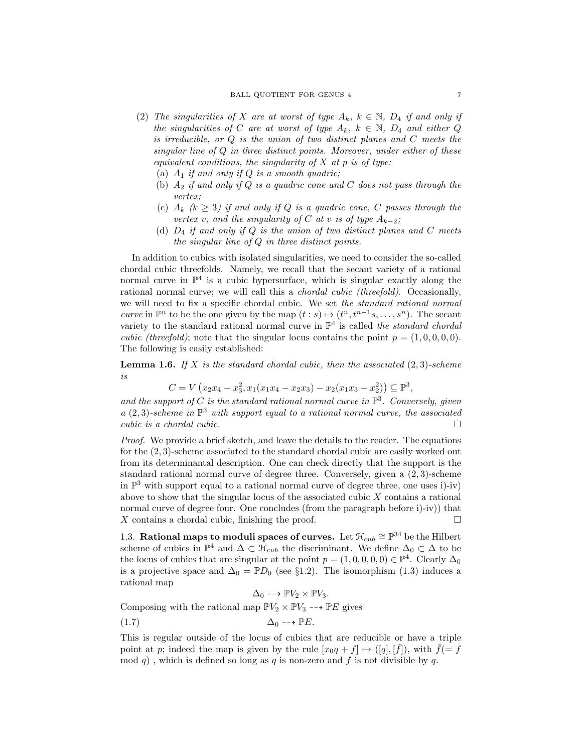(2) *The singularities of $X$ are at worst of type $A_k$, $k \in \mathbb{N}$, $D_4$ if and only if the singularities of $C$ are at worst of type $A_k$, $k \in \mathbb{N}$, $D_4$ and either $Q$ is irreducible, or $Q$ is the union of two distinct planes and $C$ meets the singular line of $Q$ in three distinct points. Moreover, under either of these equivalent conditions, the singularity of $X$ at $p$ is of type:*
   (a) *$A_1$ if and only if $Q$ is a smooth quadric;*
   (b) *$A_2$ if and only if $Q$ is a quadric cone and $C$ does not pass through the vertex;*
   (c) *$A_k$ ($k \geq 3$) if and only if $Q$ is a quadric cone, $C$ passes through the vertex $v$, and the singularity of $C$ at $v$ is of type $A_{k-2}$;*
   (d) *$D_4$ if and only if $Q$ is the union of two distinct planes and $C$ meets the singular line of $Q$ in three distinct points.*

In addition to cubics with isolated singularities, we need to consider the so-called chordal cubic threefolds. Namely, we recall that the secant variety of a rational normal curve in $\mathbb{P}^4$ is a cubic hypersurface, which is singular exactly along the rational normal curve; we will call this a *chordal cubic (threefold).* Occasionally, we will need to fix a specific chordal cubic. We set *the standard rational normal curve* in $\mathbb{P}^n$ to be the one given by the map $(t:s) \mapsto (t^n, t^{n-1}s, \dots, s^n)$. The secant variety to the standard rational normal curve in $\mathbb{P}^4$ is called *the standard chordal cubic (threefold)*; note that the singular locus contains the point $p = (1,0,0,0,0)$. The following is easily established:

**Lemma 1.6.** *If $X$ is the standard chordal cubic, then the associated $(2,3)$-scheme is*

$$C = V\left(x_2x_4 - x_3^2, x_1(x_1x_4 - x_2x_3) - x_2(x_1x_3 - x_2^2)\right) \subseteq \mathbb{P}^3,$$

*and the support of $C$ is the standard rational normal curve in $\mathbb{P}^3$. Conversely, given a $(2,3)$-scheme in $\mathbb{P}^3$ with support equal to a rational normal curve, the associated cubic is a chordal cubic.* □

*Proof.* We provide a brief sketch, and leave the details to the reader. The equations for the $(2,3)$-scheme associated to the standard chordal cubic are easily worked out from its determinantal description. One can check directly that the support is the standard rational normal curve of degree three. Conversely, given a $(2,3)$-scheme in $\mathbb{P}^3$ with support equal to a rational normal curve of degree three, one uses i)-iv) above to show that the singular locus of the associated cubic $X$ contains a rational normal curve of degree four. One concludes (from the paragraph before i)-iv)) that $X$ contains a chordal cubic, finishing the proof. □

### 1.3. Rational maps to moduli spaces of curves.

Let $\mathcal{H}_{cub} \cong \mathbb{P}^{34}$ be the Hilbert scheme of cubics in $\mathbb{P}^4$ and $\Delta \subset \mathcal{H}_{cub}$ the discriminant. We define $\Delta_0 \subset \Delta$ to be the locus of cubics that are singular at the point $p = (1,0,0,0,0) \in \mathbb{P}^4$. Clearly $\Delta_0$ is a projective space and $\Delta_0 = \mathbb{P}D_0$ (see §1.2). The isomorphism (1.3) induces a rational map

$$\Delta_0 \dashrightarrow \mathbb{P}V_2 \times \mathbb{P}V_3.$$

Composing with the rational map $\mathbb{P}V_2 \times \mathbb{P}V_3 \dashrightarrow \mathbb{P}E$ gives

$$\Delta_0 \dashrightarrow \mathbb{P}E. \tag{1.7}$$

This is regular outside of the locus of cubics that are reducible or have a triple point at $p$; indeed the map is given by the rule $[x_0q + f] \mapsto ([q], [\bar{f}])$, with $\bar{f}(= f \bmod q)$ , which is defined so long as $q$ is non-zero and $f$ is not divisible by $q$.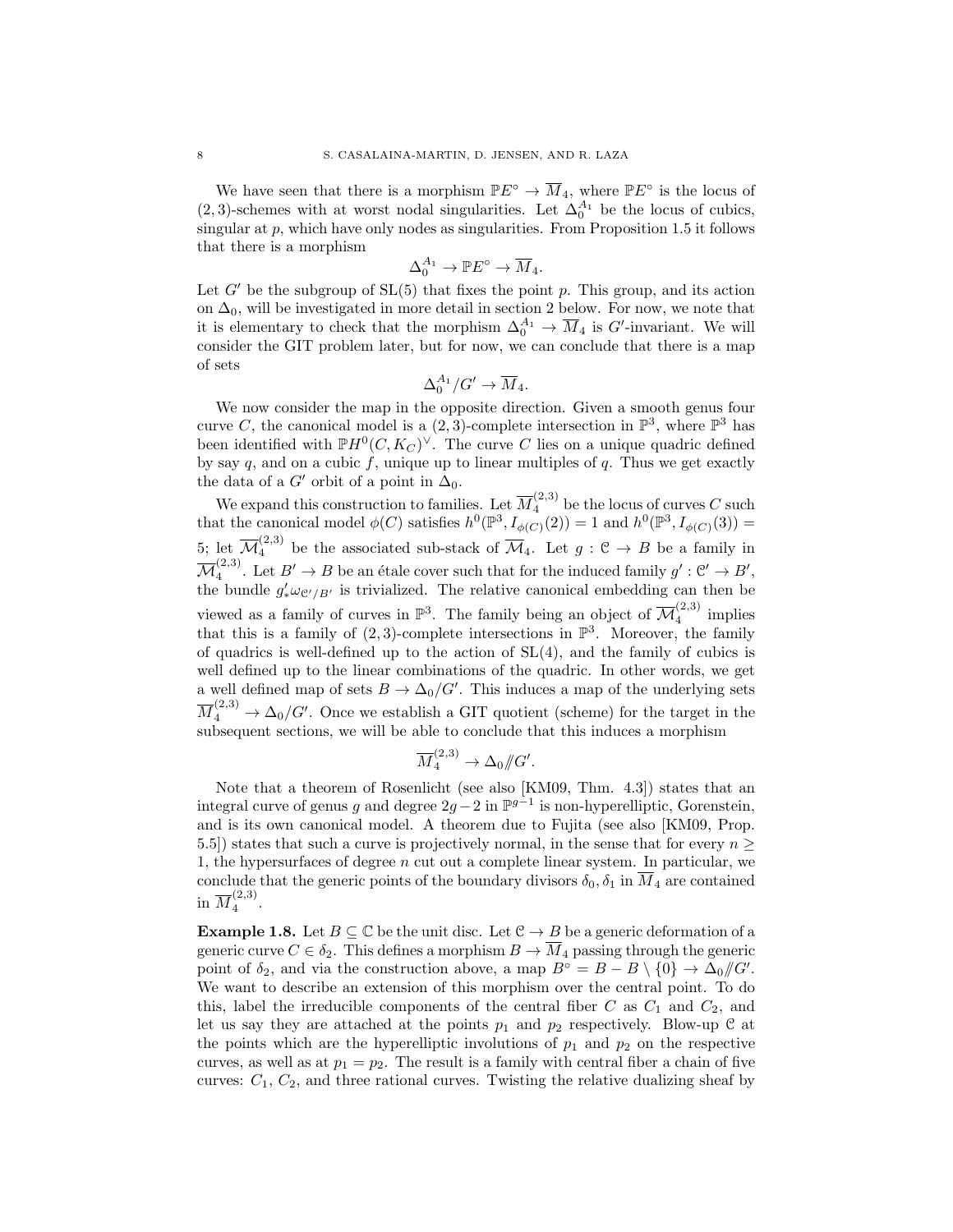We have seen that there is a morphism $\mathbb{P}E^\circ \to \overline{M}_4$, where $\mathbb{P}E^\circ$ is the locus of $(2,3)$-schemes with at worst nodal singularities. Let $\Delta_0^{A_1}$ be the locus of cubics, singular at $p$, which have only nodes as singularities. From Proposition 1.5 it follows that there is a morphism

$$\Delta_0^{A_1} \to \mathbb{P}E^\circ \to \overline{M}_4.$$

Let $G'$ be the subgroup of $\mathrm{SL}(5)$ that fixes the point $p$. This group, and its action on $\Delta_0$, will be investigated in more detail in section 2 below. For now, we note that it is elementary to check that the morphism $\Delta_0^{A_1} \to \overline{M}_4$ is $G'$-invariant. We will consider the GIT problem later, but for now, we can conclude that there is a map of sets

$$\Delta_0^{A_1}/G' \to \overline{M}_4.$$

We now consider the map in the opposite direction. Given a smooth genus four curve $C$, the canonical model is a $(2,3)$-complete intersection in $\mathbb{P}^3$, where $\mathbb{P}^3$ has been identified with $\mathbb{P}H^0(C, K_C)^\vee$. The curve $C$ lies on a unique quadric defined by say $q$, and on a cubic $f$, unique up to linear multiples of $q$. Thus we get exactly the data of a $G'$ orbit of a point in $\Delta_0$.

We expand this construction to families. Let $\overline{M}_4^{(2,3)}$ be the locus of curves $C$ such that the canonical model $\phi(C)$ satisfies $h^0(\mathbb{P}^3, I_{\phi(C)}(2)) = 1$ and $h^0(\mathbb{P}^3, I_{\phi(C)}(3)) = 5$; let $\overline{\mathcal{M}}_4^{(2,3)}$ be the associated sub-stack of $\overline{\mathcal{M}}_4$. Let $g : \mathcal{C} \to B$ be a family in $\overline{\mathcal{M}}_4^{(2,3)}$. Let $B' \to B$ be an étale cover such that for the induced family $g' : \mathcal{C}' \to B'$, the bundle $g'_*\omega_{\mathcal{C}'/B'}$ is trivialized. The relative canonical embedding can then be viewed as a family of curves in $\mathbb{P}^3$. The family being an object of $\overline{\mathcal{M}}_4^{(2,3)}$ implies that this is a family of $(2,3)$-complete intersections in $\mathbb{P}^3$. Moreover, the family of quadrics is well-defined up to the action of $\mathrm{SL}(4)$, and the family of cubics is well defined up to the linear combinations of the quadric. In other words, we get a well defined map of sets $B \to \Delta_0/G'$. This induces a map of the underlying sets $\overline{M}_4^{(2,3)} \to \Delta_0/G'$. Once we establish a GIT quotient (scheme) for the target in the subsequent sections, we will be able to conclude that this induces a morphism

$$\overline{M}_4^{(2,3)} \to \Delta_0 /\!\!/ G'.$$

Note that a theorem of Rosenlicht (see also [KM09, Thm. 4.3]) states that an integral curve of genus $g$ and degree $2g-2$ in $\mathbb{P}^{g-1}$ is non-hyperelliptic, Gorenstein, and is its own canonical model. A theorem due to Fujita (see also [KM09, Prop. 5.5]) states that such a curve is projectively normal, in the sense that for every $n \geq 1$, the hypersurfaces of degree $n$ cut out a complete linear system. In particular, we conclude that the generic points of the boundary divisors $\delta_0, \delta_1$ in $\overline{M}_4$ are contained in $\overline{M}_4^{(2,3)}$.

**Example 1.8.** Let $B \subseteq \mathbb{C}$ be the unit disc. Let $\mathcal{C} \to B$ be a generic deformation of a generic curve $C \in \delta_2$. This defines a morphism $B \to \overline{M}_4$ passing through the generic point of $\delta_2$, and via the construction above, a map $B^\circ = B - B \setminus \{0\} \to \Delta_0 /\!\!/ G'$. We want to describe an extension of this morphism over the central point. To do this, label the irreducible components of the central fiber $C$ as $C_1$ and $C_2$, and let us say they are attached at the points $p_1$ and $p_2$ respectively. Blow-up $\mathcal{C}$ at the points which are the hyperelliptic involutions of $p_1$ and $p_2$ on the respective curves, as well as at $p_1 = p_2$. The result is a family with central fiber a chain of five curves: $C_1$, $C_2$, and three rational curves. Twisting the relative dualizing sheaf by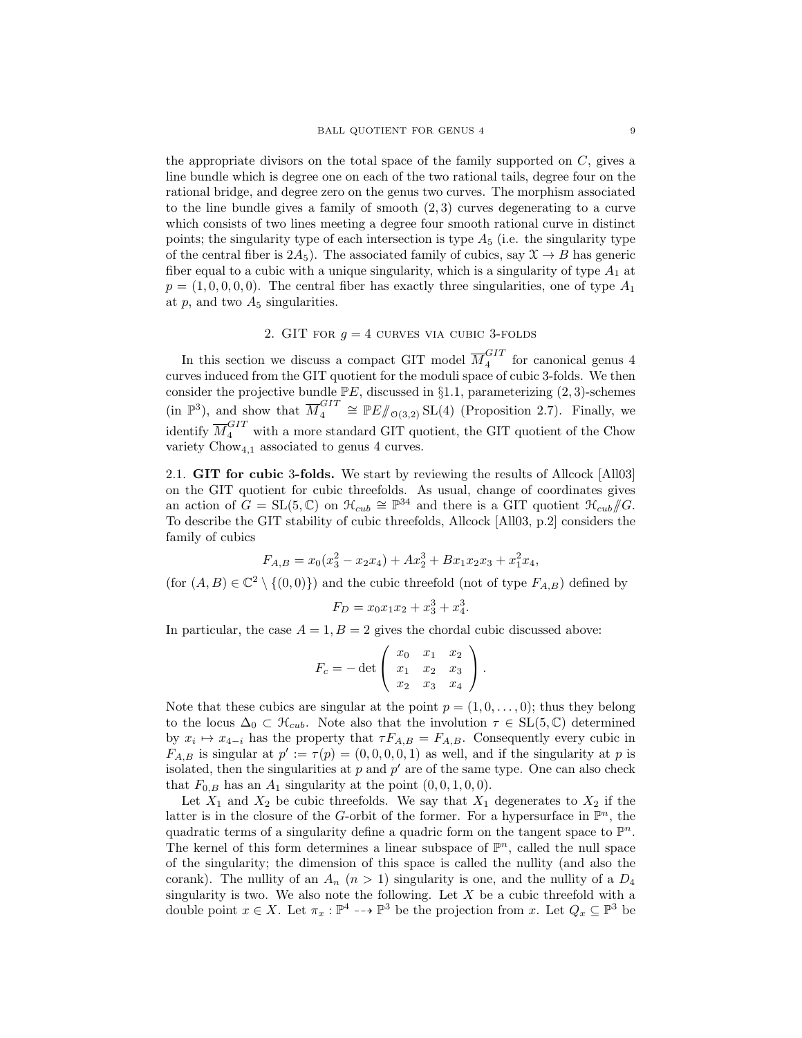the appropriate divisors on the total space of the family supported on $C$, gives a line bundle which is degree one on each of the two rational tails, degree four on the rational bridge, and degree zero on the genus two curves. The morphism associated to the line bundle gives a family of smooth $(2,3)$ curves degenerating to a curve which consists of two lines meeting a degree four smooth rational curve in distinct points; the singularity type of each intersection is type $A_5$ (i.e. the singularity type of the central fiber is $2A_5$). The associated family of cubics, say $\mathcal{X} \to B$ has generic fiber equal to a cubic with a unique singularity, which is a singularity of type $A_1$ at $p = (1,0,0,0,0)$. The central fiber has exactly three singularities, one of type $A_1$ at $p$, and two $A_5$ singularities.

## 2. GIT for $g = 4$ curves via cubic 3-folds

In this section we discuss a compact GIT model $\overline{M}_4^{GIT}$ for canonical genus 4 curves induced from the GIT quotient for the moduli space of cubic 3-folds. We then consider the projective bundle $\mathbb{P}E$, discussed in §1.1, parameterizing $(2,3)$-schemes (in $\mathbb{P}^3$), and show that $\overline{M}_4^{GIT} \cong \mathbb{P}E/\!\!/_{\mathcal{O}(3,2)} \mathrm{SL}(4)$ (Proposition 2.7). Finally, we identify $\overline{M}_4^{GIT}$ with a more standard GIT quotient, the GIT quotient of the Chow variety $\mathrm{Chow}_{4,1}$ associated to genus 4 curves.

**2.1. GIT for cubic 3-folds.** We start by reviewing the results of Allcock [All03] on the GIT quotient for cubic threefolds. As usual, change of coordinates gives an action of $G = \mathrm{SL}(5,\mathbb{C})$ on $\mathcal{H}_{cub} \cong \mathbb{P}^{34}$ and there is a GIT quotient $\mathcal{H}_{cub}/\!\!/G$. To describe the GIT stability of cubic threefolds, Allcock [All03, p.2] considers the family of cubics

$$F_{A,B} = x_0(x_3^2 - x_2x_4) + Ax_2^3 + Bx_1x_2x_3 + x_1^2x_4,$$

(for $(A,B) \in \mathbb{C}^2 \setminus \{(0,0)\}$) and the cubic threefold (not of type $F_{A,B}$) defined by

$$F_D = x_0x_1x_2 + x_3^3 + x_4^3.$$

In particular, the case $A = 1, B = 2$ gives the chordal cubic discussed above:

$$F_c = -\det \begin{pmatrix} x_0 & x_1 & x_2 \\ x_1 & x_2 & x_3 \\ x_2 & x_3 & x_4 \end{pmatrix}.$$

Note that these cubics are singular at the point $p = (1,0,\dots,0)$; thus they belong to the locus $\Delta_0 \subset \mathcal{H}_{cub}$. Note also that the involution $\tau \in \mathrm{SL}(5,\mathbb{C})$ determined by $x_i \mapsto x_{4-i}$ has the property that $\tau F_{A,B} = F_{A,B}$. Consequently every cubic in $F_{A,B}$ is singular at $p' := \tau(p) = (0,0,0,0,1)$ as well, and if the singularity at $p$ is isolated, then the singularities at $p$ and $p'$ are of the same type. One can also check that $F_{0,B}$ has an $A_1$ singularity at the point $(0,0,1,0,0)$.

Let $X_1$ and $X_2$ be cubic threefolds. We say that $X_1$ degenerates to $X_2$ if the latter is in the closure of the $G$-orbit of the former. For a hypersurface in $\mathbb{P}^n$, the quadratic terms of a singularity define a quadric form on the tangent space to $\mathbb{P}^n$. The kernel of this form determines a linear subspace of $\mathbb{P}^n$, called the null space of the singularity; the dimension of this space is called the nullity (and also the corank). The nullity of an $A_n$ $(n > 1)$ singularity is one, and the nullity of a $D_4$ singularity is two. We also note the following. Let $X$ be a cubic threefold with a double point $x \in X$. Let $\pi_x : \mathbb{P}^4 \dashrightarrow \mathbb{P}^3$ be the projection from $x$. Let $Q_x \subseteq \mathbb{P}^3$ be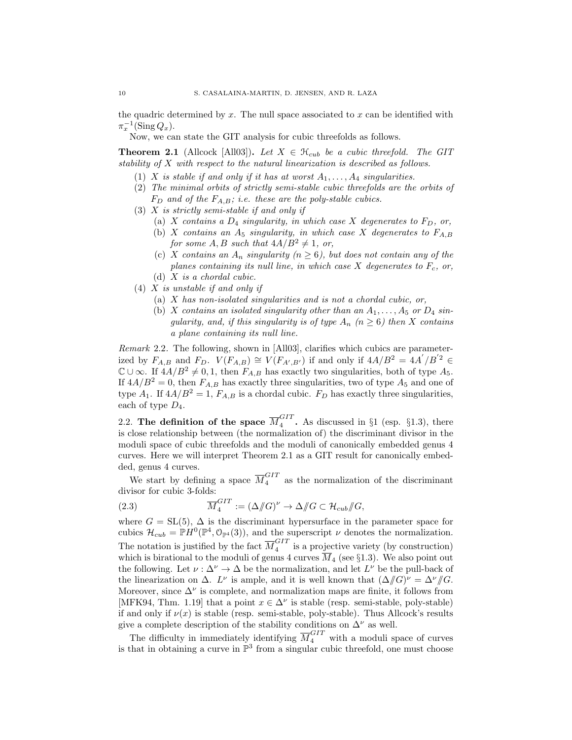the quadric determined by $x$. The null space associated to $x$ can be identified with $\pi_x^{-1}(\operatorname{Sing} Q_x)$.

Now, we can state the GIT analysis for cubic threefolds as follows.

**Theorem 2.1** (Allcock [All03])**.** *Let $X \in \mathcal{H}_{cub}$ be a cubic threefold. The GIT stability of $X$ with respect to the natural linearization is described as follows.*

1. *$X$ is stable if and only if it has at worst $A_1, \ldots, A_4$ singularities.*
2. *The minimal orbits of strictly semi-stable cubic threefolds are the orbits of $F_D$ and of the $F_{A,B}$; i.e. these are the poly-stable cubics.*
3. *$X$ is strictly semi-stable if and only if*
   - (a) *$X$ contains a $D_4$ singularity, in which case $X$ degenerates to $F_D$, or,*
   - (b) *$X$ contains an $A_5$ singularity, in which case $X$ degenerates to $F_{A,B}$ for some $A, B$ such that $4A/B^2 \neq 1$, or,*
   - (c) *$X$ contains an $A_n$ singularity ($n \geq 6$), but does not contain any of the planes containing its null line, in which case $X$ degenerates to $F_c$, or,*
   - (d) *$X$ is a chordal cubic.*
4. *$X$ is unstable if and only if*
   - (a) *$X$ has non-isolated singularities and is not a chordal cubic, or,*
   - (b) *$X$ contains an isolated singularity other than an $A_1, \ldots, A_5$ or $D_4$ singularity, and, if this singularity is of type $A_n$ ($n \geq 6$) then $X$ contains a plane containing its null line.*

*Remark* 2.2. The following, shown in [All03], clarifies which cubics are parameterized by $F_{A,B}$ and $F_D$. $V(F_{A,B}) \cong V(F_{A',B'})$ if and only if $4A/B^2 = 4A'/B'^2 \in \mathbb{C} \cup \infty$. If $4A/B^2 \neq 0, 1$, then $F_{A,B}$ has exactly two singularities, both of type $A_5$. If $4A/B^2 = 0$, then $F_{A,B}$ has exactly three singularities, two of type $A_5$ and one of type $A_1$. If $4A/B^2 = 1$, $F_{A,B}$ is a chordal cubic. $F_D$ has exactly three singularities, each of type $D_4$.

2.2. **The definition of the space $\overline{M}_4^{GIT}$.** As discussed in §1 (esp. §1.3), there is close relationship between (the normalization of) the discriminant divisor in the moduli space of cubic threefolds and the moduli of canonically embedded genus 4 curves. Here we will interpret Theorem 2.1 as a GIT result for canonically embedded, genus 4 curves.

We start by defining a space $\overline{M}_4^{GIT}$ as the normalization of the discriminant divisor for cubic 3-folds:

$$\overline{M}_4^{GIT} := (\Delta /\!\!/ G)^\nu \to \Delta /\!\!/ G \subset \mathcal{H}_{cub} /\!\!/ G, \tag{2.3}$$

where $G = \mathrm{SL}(5)$, $\Delta$ is the discriminant hypersurface in the parameter space for cubics $\mathcal{H}_{cub} = \mathbb{P}H^0(\mathbb{P}^4, \mathcal{O}_{\mathbb{P}^4}(3))$, and the superscript $\nu$ denotes the normalization. The notation is justified by the fact $\overline{M}_4^{GIT}$ is a projective variety (by construction) which is birational to the moduli of genus 4 curves $\overline{M}_4$ (see §1.3). We also point out the following. Let $\nu : \Delta^\nu \to \Delta$ be the normalization, and let $L^\nu$ be the pull-back of the linearization on $\Delta$. $L^\nu$ is ample, and it is well known that $(\Delta /\!\!/ G)^\nu = \Delta^\nu /\!\!/ G$. Moreover, since $\Delta^\nu$ is complete, and normalization maps are finite, it follows from [MFK94, Thm. 1.19] that a point $x \in \Delta^\nu$ is stable (resp. semi-stable, poly-stable) if and only if $\nu(x)$ is stable (resp. semi-stable, poly-stable). Thus Allcock's results give a complete description of the stability conditions on $\Delta^\nu$ as well.

The difficulty in immediately identifying $\overline{M}_4^{GIT}$ with a moduli space of curves is that in obtaining a curve in $\mathbb{P}^3$ from a singular cubic threefold, one must choose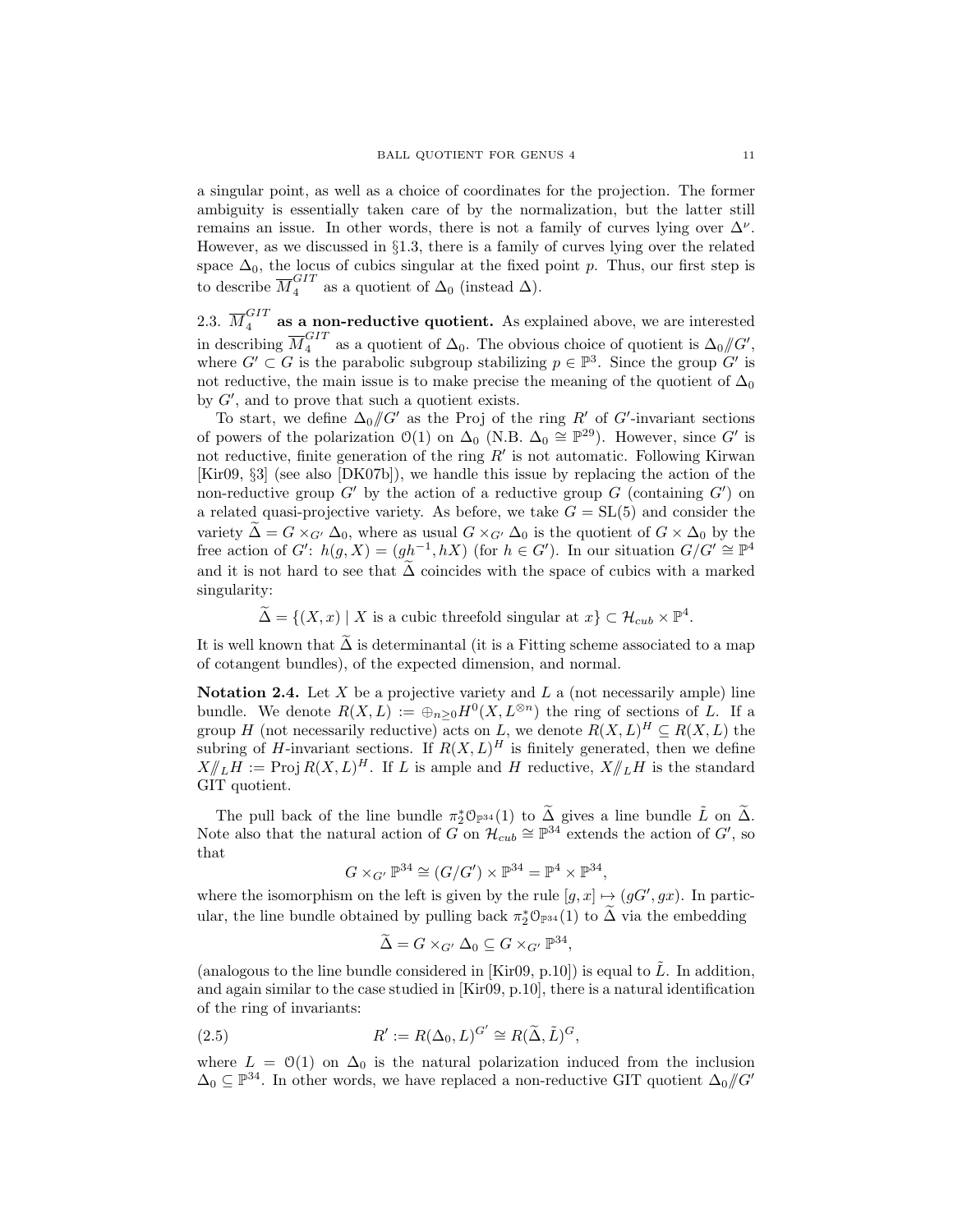a singular point, as well as a choice of coordinates for the projection. The former ambiguity is essentially taken care of by the normalization, but the latter still remains an issue. In other words, there is not a family of curves lying over $\Delta^\nu$. However, as we discussed in §1.3, there is a family of curves lying over the related space $\Delta_0$, the locus of cubics singular at the fixed point $p$. Thus, our first step is to describe $\overline{M}_4^{GIT}$ as a quotient of $\Delta_0$ (instead $\Delta$).

**2.3. $\overline{M}_4^{GIT}$ as a non-reductive quotient.** As explained above, we are interested in describing $\overline{M}_4^{GIT}$ as a quotient of $\Delta_0$. The obvious choice of quotient is $\Delta_0/\!\!/G'$, where $G' \subset G$ is the parabolic subgroup stabilizing $p \in \mathbb{P}^3$. Since the group $G'$ is not reductive, the main issue is to make precise the meaning of the quotient of $\Delta_0$ by $G'$, and to prove that such a quotient exists.

To start, we define $\Delta_0/\!\!/G'$ as the Proj of the ring $R'$ of $G'$-invariant sections of powers of the polarization $\mathcal{O}(1)$ on $\Delta_0$ (N.B. $\Delta_0 \cong \mathbb{P}^{29}$). However, since $G'$ is not reductive, finite generation of the ring $R'$ is not automatic. Following Kirwan [Kir09, §3] (see also [DK07b]), we handle this issue by replacing the action of the non-reductive group $G'$ by the action of a reductive group $G$ (containing $G'$) on a related quasi-projective variety. As before, we take $G = \mathrm{SL}(5)$ and consider the variety $\widetilde{\Delta} = G \times_{G'} \Delta_0$, where as usual $G \times_{G'} \Delta_0$ is the quotient of $G \times \Delta_0$ by the free action of $G'$: $h(g, X) = (gh^{-1}, hX)$ (for $h \in G'$). In our situation $G/G' \cong \mathbb{P}^4$ and it is not hard to see that $\widetilde{\Delta}$ coincides with the space of cubics with a marked singularity:

$$\widetilde{\Delta} = \{(X, x) \mid X \text{ is a cubic threefold singular at } x\} \subset \mathcal{H}_{cub} \times \mathbb{P}^4.$$

It is well known that $\widetilde{\Delta}$ is determinantal (it is a Fitting scheme associated to a map of cotangent bundles), of the expected dimension, and normal.

**Notation 2.4.** Let $X$ be a projective variety and $L$ a (not necessarily ample) line bundle. We denote $R(X, L) := \oplus_{n \geq 0} H^0(X, L^{\otimes n})$ the ring of sections of $L$. If a group $H$ (not necessarily reductive) acts on $L$, we denote $R(X, L)^H \subseteq R(X, L)$ the subring of $H$-invariant sections. If $R(X, L)^H$ is finitely generated, then we define $X/\!\!/_L H := \operatorname{Proj} R(X, L)^H$. If $L$ is ample and $H$ reductive, $X/\!\!/_L H$ is the standard GIT quotient.

The pull back of the line bundle $\pi_2^* \mathcal{O}_{\mathbb{P}^{34}}(1)$ to $\widetilde{\Delta}$ gives a line bundle $\tilde{L}$ on $\widetilde{\Delta}$. Note also that the natural action of $G$ on $\mathcal{H}_{cub} \cong \mathbb{P}^{34}$ extends the action of $G'$, so that

$$G \times_{G'} \mathbb{P}^{34} \cong (G/G') \times \mathbb{P}^{34} = \mathbb{P}^4 \times \mathbb{P}^{34},$$

where the isomorphism on the left is given by the rule $[g, x] \mapsto (gG', gx)$. In particular, the line bundle obtained by pulling back $\pi_2^* \mathcal{O}_{\mathbb{P}^{34}}(1)$ to $\widetilde{\Delta}$ via the embedding

$$\widetilde{\Delta} = G \times_{G'} \Delta_0 \subseteq G \times_{G'} \mathbb{P}^{34},$$

(analogous to the line bundle considered in [Kir09, p.10]) is equal to $\tilde{L}$. In addition, and again similar to the case studied in [Kir09, p.10], there is a natural identification of the ring of invariants:

$$R' := R(\Delta_0, L)^{G'} \cong R(\widetilde{\Delta}, \tilde{L})^G, \tag{2.5}$$

where $L = \mathcal{O}(1)$ on $\Delta_0$ is the natural polarization induced from the inclusion $\Delta_0 \subseteq \mathbb{P}^{34}$. In other words, we have replaced a non-reductive GIT quotient $\Delta_0/\!\!/G'$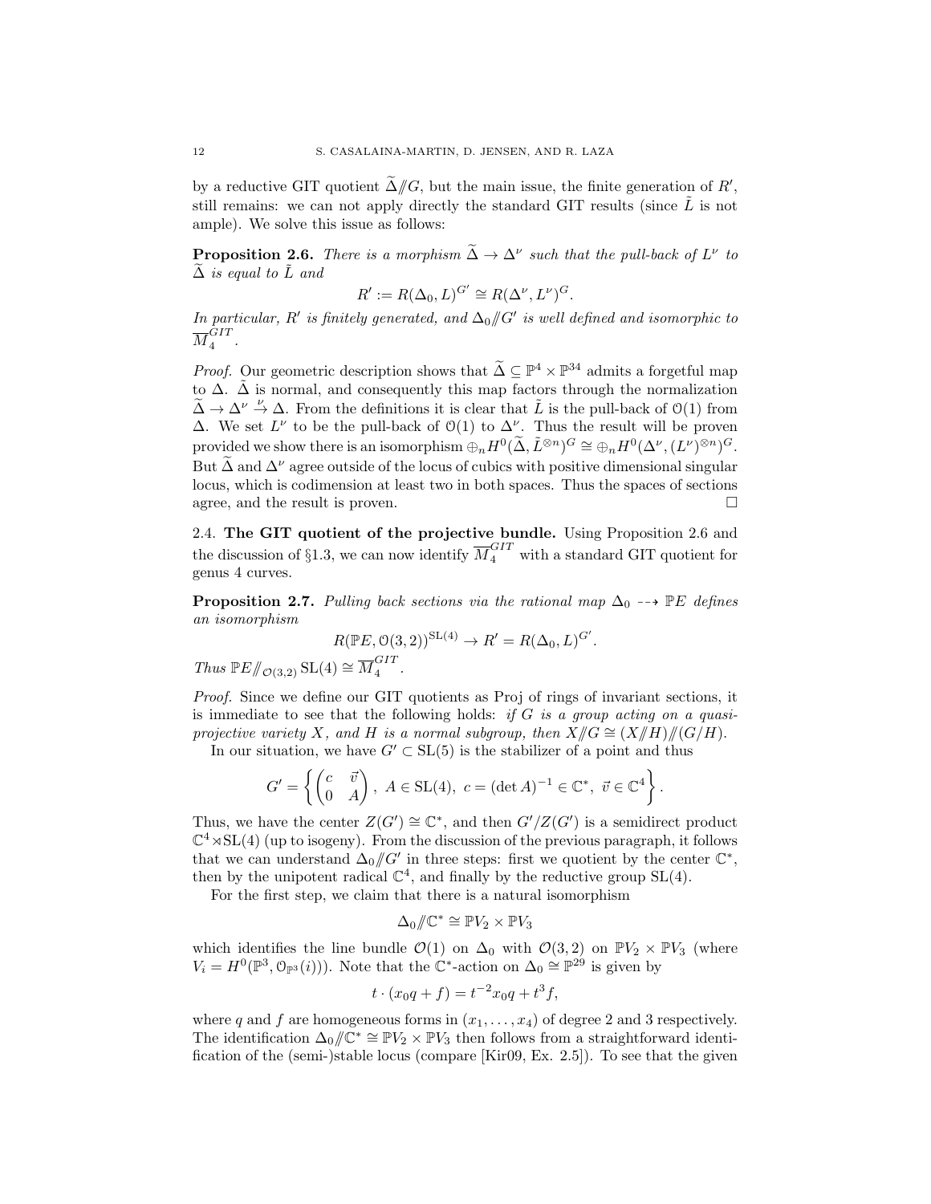by a reductive GIT quotient $\widetilde{\Delta}/\!\!/G$, but the main issue, the finite generation of $R'$, still remains: we can not apply directly the standard GIT results (since $\tilde{L}$ is not ample). We solve this issue as follows:

**Proposition 2.6.** *There is a morphism $\widetilde{\Delta} \to \Delta^\nu$ such that the pull-back of $L^\nu$ to $\widetilde{\Delta}$ is equal to $\tilde{L}$ and*

$$R' := R(\Delta_0, L)^{G'} \cong R(\Delta^\nu, L^\nu)^G.$$

*In particular, $R'$ is finitely generated, and $\Delta_0/\!\!/G'$ is well defined and isomorphic to $\overline{M}_4^{GIT}$.*

*Proof.* Our geometric description shows that $\widetilde{\Delta} \subseteq \mathbb{P}^4 \times \mathbb{P}^{34}$ admits a forgetful map to $\Delta$. $\tilde{\Delta}$ is normal, and consequently this map factors through the normalization $\widetilde{\Delta} \to \Delta^\nu \stackrel{\nu}{\to} \Delta$. From the definitions it is clear that $\tilde{L}$ is the pull-back of $\mathcal{O}(1)$ from $\Delta$. We set $L^\nu$ to be the pull-back of $\mathcal{O}(1)$ to $\Delta^\nu$. Thus the result will be proven provided we show there is an isomorphism $\oplus_n H^0(\widetilde{\Delta}, \tilde{L}^{\otimes n})^G \cong \oplus_n H^0(\Delta^\nu, (L^\nu)^{\otimes n})^G$. But $\widetilde{\Delta}$ and $\Delta^\nu$ agree outside of the locus of cubics with positive dimensional singular locus, which is codimension at least two in both spaces. Thus the spaces of sections agree, and the result is proven. $\square$

## 2.4. The GIT quotient of the projective bundle.

Using Proposition 2.6 and the discussion of §1.3, we can now identify $\overline{M}_4^{GIT}$ with a standard GIT quotient for genus 4 curves.

**Proposition 2.7.** *Pulling back sections via the rational map $\Delta_0 \dashrightarrow \mathbb{P}E$ defines an isomorphism*

$$R(\mathbb{P}E, \mathcal{O}(3,2))^{\mathrm{SL}(4)} \to R' = R(\Delta_0, L)^{G'}.$$

*Thus $\mathbb{P}E/\!\!/_{\mathcal{O}(3,2)} \mathrm{SL}(4) \cong \overline{M}_4^{GIT}$.*

*Proof.* Since we define our GIT quotients as Proj of rings of invariant sections, it is immediate to see that the following holds: *if $G$ is a group acting on a quasi-projective variety $X$, and $H$ is a normal subgroup, then $X/\!\!/G \cong (X/\!\!/H)/\!\!/(G/H)$.*

In our situation, we have $G' \subset \mathrm{SL}(5)$ is the stabilizer of a point and thus

$$G' = \left\{ \begin{pmatrix} c & \vec{v} \\ 0 & A \end{pmatrix},\ A \in \mathrm{SL}(4),\ c = (\det A)^{-1} \in \mathbb{C}^*,\ \vec{v} \in \mathbb{C}^4 \right\}.$$

Thus, we have the center $Z(G') \cong \mathbb{C}^*$, and then $G'/Z(G')$ is a semidirect product $\mathbb{C}^4 \rtimes \mathrm{SL}(4)$ (up to isogeny). From the discussion of the previous paragraph, it follows that we can understand $\Delta_0/\!\!/G'$ in three steps: first we quotient by the center $\mathbb{C}^*$, then by the unipotent radical $\mathbb{C}^4$, and finally by the reductive group $\mathrm{SL}(4)$.

For the first step, we claim that there is a natural isomorphism

$$\Delta_0/\!\!/\mathbb{C}^* \cong \mathbb{P}V_2 \times \mathbb{P}V_3$$

which identifies the line bundle $\mathcal{O}(1)$ on $\Delta_0$ with $\mathcal{O}(3,2)$ on $\mathbb{P}V_2 \times \mathbb{P}V_3$ (where $V_i = H^0(\mathbb{P}^3, \mathcal{O}_{\mathbb{P}^3}(i))$). Note that the $\mathbb{C}^*$-action on $\Delta_0 \cong \mathbb{P}^{29}$ is given by

$$t \cdot (x_0 q + f) = t^{-2} x_0 q + t^3 f,$$

where $q$ and $f$ are homogeneous forms in $(x_1, \ldots, x_4)$ of degree 2 and 3 respectively. The identification $\Delta_0/\!\!/\mathbb{C}^* \cong \mathbb{P}V_2 \times \mathbb{P}V_3$ then follows from a straightforward identification of the (semi-)stable locus (compare [Kir09, Ex. 2.5]). To see that the given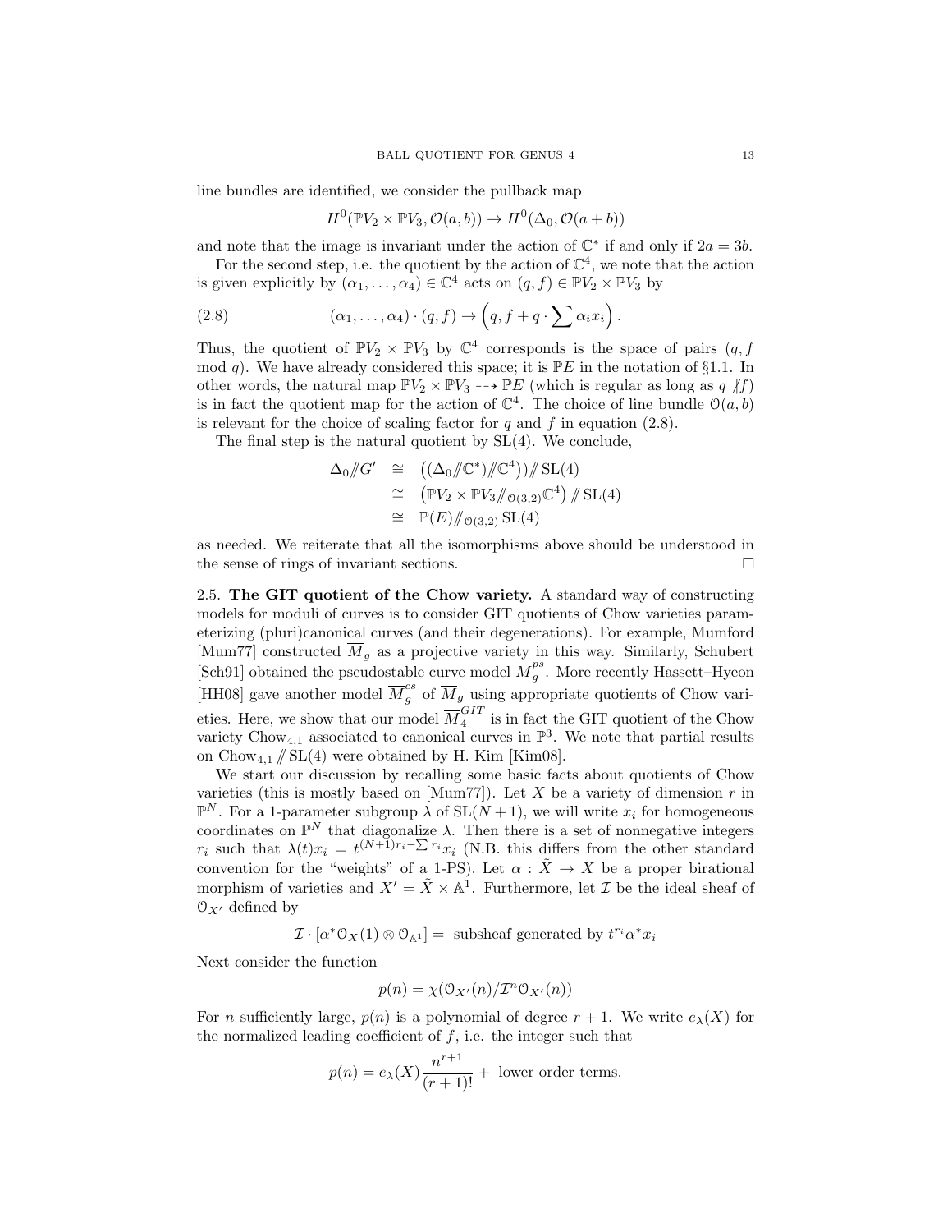line bundles are identified, we consider the pullback map

$$H^0(\mathbb{P}V_2 \times \mathbb{P}V_3, \mathcal{O}(a,b)) \to H^0(\Delta_0, \mathcal{O}(a+b))$$

and note that the image is invariant under the action of $\mathbb{C}^*$ if and only if $2a = 3b$.

For the second step, i.e. the quotient by the action of $\mathbb{C}^4$, we note that the action is given explicitly by $(\alpha_1, \ldots, \alpha_4) \in \mathbb{C}^4$ acts on $(q,f) \in \mathbb{P}V_2 \times \mathbb{P}V_3$ by

$$(\alpha_1, \ldots, \alpha_4) \cdot (q,f) \to \left(q, f + q \cdot \sum \alpha_i x_i\right). \tag{2.8}$$

Thus, the quotient of $\mathbb{P}V_2 \times \mathbb{P}V_3$ by $\mathbb{C}^4$ corresponds is the space of pairs $(q, f \bmod q)$. We have already considered this space; it is $\mathbb{P}E$ in the notation of §1.1. In other words, the natural map $\mathbb{P}V_2 \times \mathbb{P}V_3 \dashrightarrow \mathbb{P}E$ (which is regular as long as $q \not| f$) is in fact the quotient map for the action of $\mathbb{C}^4$. The choice of line bundle $\mathcal{O}(a,b)$ is relevant for the choice of scaling factor for $q$ and $f$ in equation (2.8).

The final step is the natural quotient by $\mathrm{SL}(4)$. We conclude,

$$\begin{aligned}
\Delta_0 /\!\!/ G' &\cong \left((\Delta_0 /\!\!/ \mathbb{C}^*) /\!\!/ \mathbb{C}^4)\right) /\!\!/ \mathrm{SL}(4) \\
&\cong \left(\mathbb{P}V_2 \times \mathbb{P}V_3 /\!\!/_{\mathcal{O}(3,2)} \mathbb{C}^4\right) /\!\!/ \mathrm{SL}(4) \\
&\cong \mathbb{P}(E) /\!\!/_{\mathcal{O}(3,2)} \mathrm{SL}(4)
\end{aligned}$$

as needed. We reiterate that all the isomorphisms above should be understood in the sense of rings of invariant sections. $\square$

### 2.5. The GIT quotient of the Chow variety.

A standard way of constructing models for moduli of curves is to consider GIT quotients of Chow varieties parameterizing (pluri)canonical curves (and their degenerations). For example, Mumford [Mum77] constructed $\overline{M}_g$ as a projective variety in this way. Similarly, Schubert [Sch91] obtained the pseudostable curve model $\overline{M}_g^{ps}$. More recently Hassett–Hyeon [HH08] gave another model $\overline{M}_g^{cs}$ of $\overline{M}_g$ using appropriate quotients of Chow varieties. Here, we show that our model $\overline{M}_4^{GIT}$ is in fact the GIT quotient of the Chow variety $\mathrm{Chow}_{4,1}$ associated to canonical curves in $\mathbb{P}^3$. We note that partial results on $\mathrm{Chow}_{4,1} /\!\!/ \mathrm{SL}(4)$ were obtained by H. Kim [Kim08].

We start our discussion by recalling some basic facts about quotients of Chow varieties (this is mostly based on [Mum77]). Let $X$ be a variety of dimension $r$ in $\mathbb{P}^N$. For a 1-parameter subgroup $\lambda$ of $\mathrm{SL}(N+1)$, we will write $x_i$ for homogeneous coordinates on $\mathbb{P}^N$ that diagonalize $\lambda$. Then there is a set of nonnegative integers $r_i$ such that $\lambda(t)x_i = t^{(N+1)r_i - \sum r_i} x_i$ (N.B. this differs from the other standard convention for the "weights" of a 1-PS). Let $\alpha : \tilde{X} \to X$ be a proper birational morphism of varieties and $X' = \tilde{X} \times \mathbb{A}^1$. Furthermore, let $\mathcal{I}$ be the ideal sheaf of $\mathcal{O}_{X'}$ defined by

$$\mathcal{I} \cdot [\alpha^* \mathcal{O}_X(1) \otimes \mathcal{O}_{\mathbb{A}^1}] = \text{ subsheaf generated by } t^{r_i} \alpha^* x_i$$

Next consider the function

$$p(n) = \chi(\mathcal{O}_{X'}(n) / \mathcal{I}^n \mathcal{O}_{X'}(n))$$

For $n$ sufficiently large, $p(n)$ is a polynomial of degree $r+1$. We write $e_\lambda(X)$ for the normalized leading coefficient of $f$, i.e. the integer such that

$$p(n) = e_\lambda(X) \frac{n^{r+1}}{(r+1)!} + \text{ lower order terms.}$$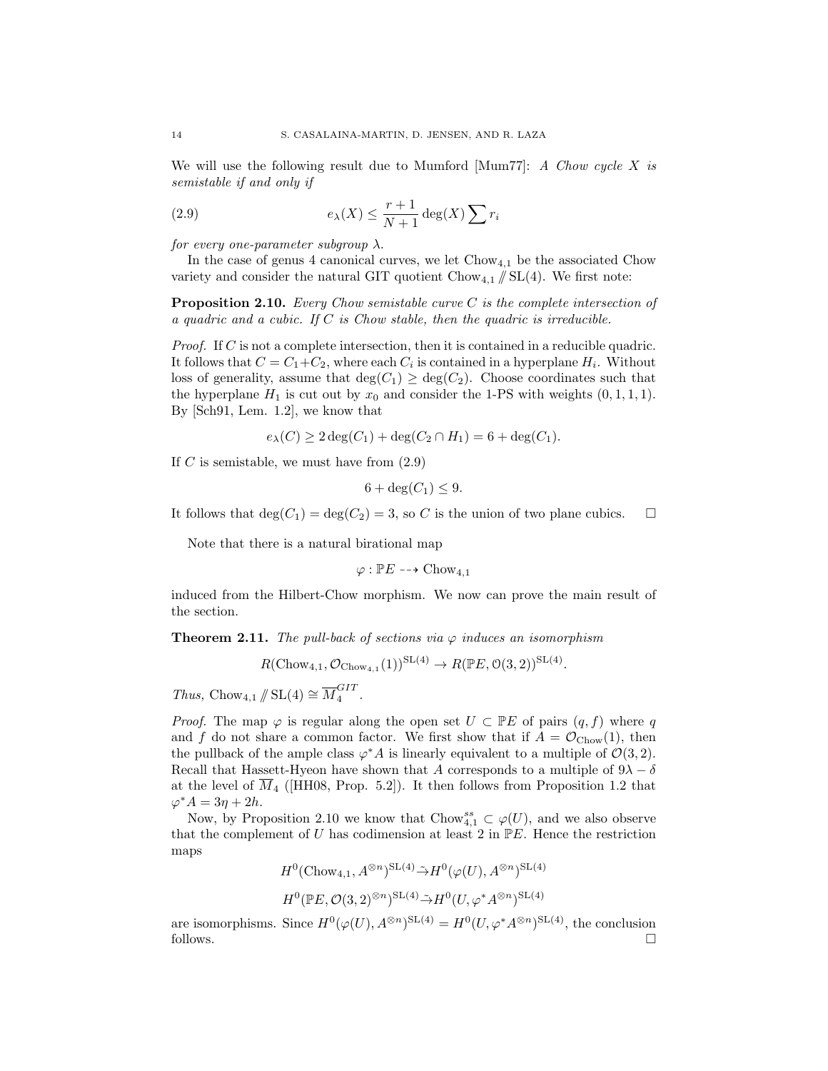We will use the following result due to Mumford [Mum77]: *A Chow cycle $X$ is semistable if and only if*

$$e_\lambda(X) \leq \frac{r+1}{N+1}\deg(X)\sum r_i \tag{2.9}$$

*for every one-parameter subgroup $\lambda$.*

In the case of genus 4 canonical curves, we let $\mathrm{Chow}_{4,1}$ be the associated Chow variety and consider the natural GIT quotient $\mathrm{Chow}_{4,1} /\!\!/ \mathrm{SL}(4)$. We first note:

**Proposition 2.10.** *Every Chow semistable curve $C$ is the complete intersection of a quadric and a cubic. If $C$ is Chow stable, then the quadric is irreducible.*

*Proof.* If $C$ is not a complete intersection, then it is contained in a reducible quadric. It follows that $C = C_1 + C_2$, where each $C_i$ is contained in a hyperplane $H_i$. Without loss of generality, assume that $\deg(C_1) \geq \deg(C_2)$. Choose coordinates such that the hyperplane $H_1$ is cut out by $x_0$ and consider the 1-PS with weights $(0,1,1,1)$. By [Sch91, Lem. 1.2], we know that

$$e_\lambda(C) \geq 2\deg(C_1) + \deg(C_2 \cap H_1) = 6 + \deg(C_1).$$

If $C$ is semistable, we must have from (2.9)

$$6 + \deg(C_1) \leq 9.$$

It follows that $\deg(C_1) = \deg(C_2) = 3$, so $C$ is the union of two plane cubics. $\square$

Note that there is a natural birational map

$$\varphi : \mathbb{P}E \dashrightarrow \mathrm{Chow}_{4,1}$$

induced from the Hilbert-Chow morphism. We now can prove the main result of the section.

**Theorem 2.11.** *The pull-back of sections via $\varphi$ induces an isomorphism*

$$R(\mathrm{Chow}_{4,1}, \mathcal{O}_{\mathrm{Chow}_{4,1}}(1))^{\mathrm{SL}(4)} \to R(\mathbb{P}E, \mathcal{O}(3,2))^{\mathrm{SL}(4)}.$$

*Thus,* $\mathrm{Chow}_{4,1} /\!\!/ \mathrm{SL}(4) \cong \overline{M}_4^{GIT}$.

*Proof.* The map $\varphi$ is regular along the open set $U \subset \mathbb{P}E$ of pairs $(q,f)$ where $q$ and $f$ do not share a common factor. We first show that if $A = \mathcal{O}_{\mathrm{Chow}}(1)$, then the pullback of the ample class $\varphi^* A$ is linearly equivalent to a multiple of $\mathcal{O}(3,2)$. Recall that Hassett-Hyeon have shown that $A$ corresponds to a multiple of $9\lambda - \delta$ at the level of $\overline{M}_4$ ([HH08, Prop. 5.2]). It then follows from Proposition 1.2 that $\varphi^* A = 3\eta + 2h$.

Now, by Proposition 2.10 we know that $\mathrm{Chow}_{4,1}^{ss} \subset \varphi(U)$, and we also observe that the complement of $U$ has codimension at least 2 in $\mathbb{P}E$. Hence the restriction maps

$$H^0(\mathrm{Chow}_{4,1}, A^{\otimes n})^{\mathrm{SL}(4)} \tilde{\to} H^0(\varphi(U), A^{\otimes n})^{\mathrm{SL}(4)}$$

$$H^0(\mathbb{P}E, \mathcal{O}(3,2)^{\otimes n})^{\mathrm{SL}(4)} \tilde{\to} H^0(U, \varphi^* A^{\otimes n})^{\mathrm{SL}(4)}$$

are isomorphisms. Since $H^0(\varphi(U), A^{\otimes n})^{\mathrm{SL}(4)} = H^0(U, \varphi^* A^{\otimes n})^{\mathrm{SL}(4)}$, the conclusion follows. $\square$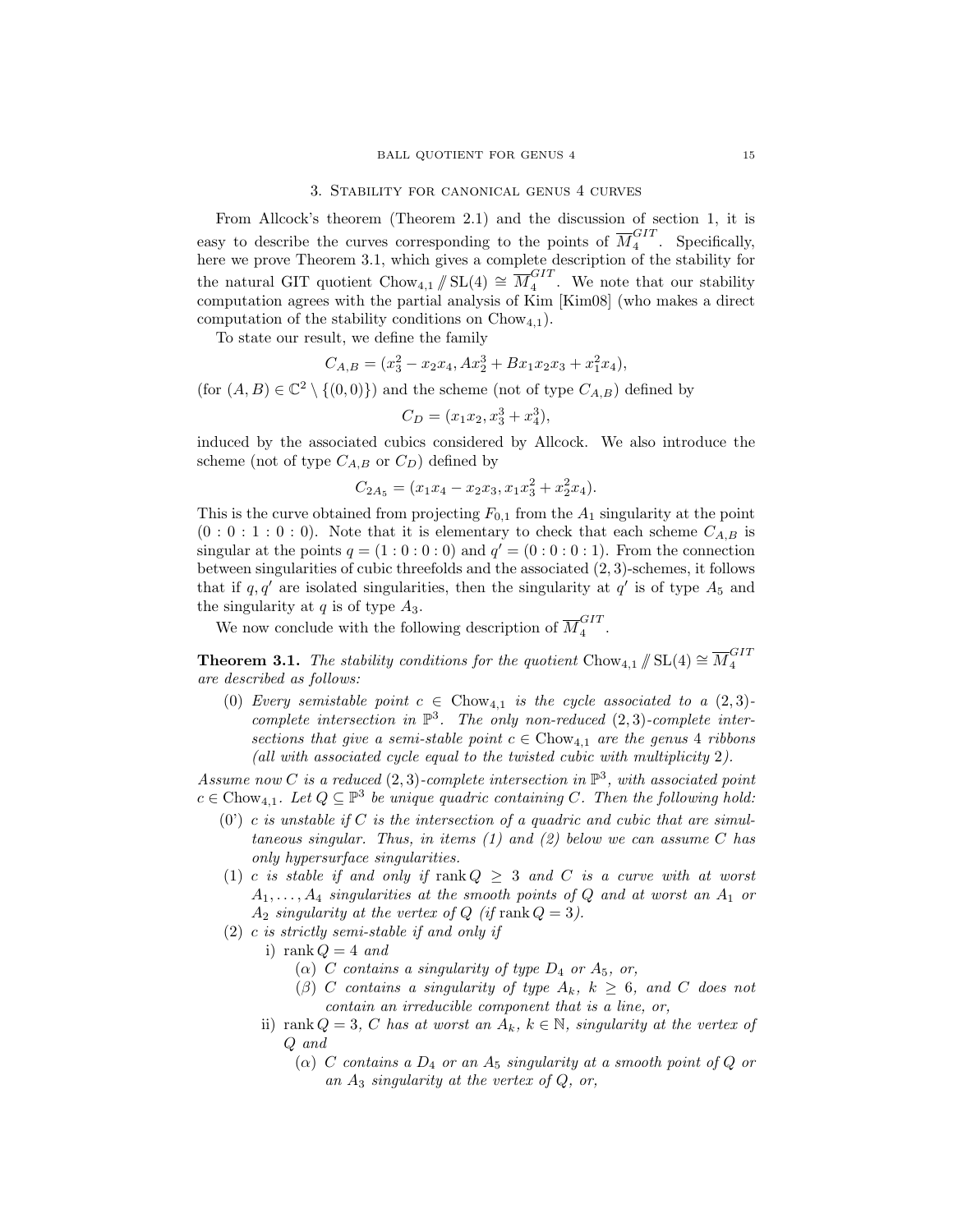## 3. Stability for canonical genus 4 curves

From Allcock's theorem (Theorem 2.1) and the discussion of section 1, it is easy to describe the curves corresponding to the points of $\overline{M}_4^{GIT}$. Specifically, here we prove Theorem 3.1, which gives a complete description of the stability for the natural GIT quotient $\mathrm{Chow}_{4,1} /\!\!/ \mathrm{SL}(4) \cong \overline{M}_4^{GIT}$. We note that our stability computation agrees with the partial analysis of Kim [Kim08] (who makes a direct computation of the stability conditions on $\mathrm{Chow}_{4,1}$).

To state our result, we define the family

$$C_{A,B} = (x_3^2 - x_2x_4, Ax_2^3 + Bx_1x_2x_3 + x_1^2x_4),$$

(for $(A,B) \in \mathbb{C}^2 \setminus \{(0,0)\}$) and the scheme (not of type $C_{A,B}$) defined by

$$C_D = (x_1x_2, x_3^3 + x_4^3),$$

induced by the associated cubics considered by Allcock. We also introduce the scheme (not of type $C_{A,B}$ or $C_D$) defined by

$$C_{2A_5} = (x_1x_4 - x_2x_3, x_1x_3^2 + x_2^2x_4).$$

This is the curve obtained from projecting $F_{0,1}$ from the $A_1$ singularity at the point $(0:0:1:0:0)$. Note that it is elementary to check that each scheme $C_{A,B}$ is singular at the points $q = (1:0:0:0)$ and $q' = (0:0:0:1)$. From the connection between singularities of cubic threefolds and the associated $(2,3)$-schemes, it follows that if $q, q'$ are isolated singularities, then the singularity at $q'$ is of type $A_5$ and the singularity at $q$ is of type $A_3$.

We now conclude with the following description of $\overline{M}_4^{GIT}$.

**Theorem 3.1.** *The stability conditions for the quotient $\mathrm{Chow}_{4,1} /\!\!/ \mathrm{SL}(4) \cong \overline{M}_4^{GIT}$ are described as follows:*

(0) *Every semistable point $c \in \mathrm{Chow}_{4,1}$ is the cycle associated to a $(2,3)$-complete intersection in $\mathbb{P}^3$. The only non-reduced $(2,3)$-complete intersections that give a semi-stable point $c \in \mathrm{Chow}_{4,1}$ are the genus 4 ribbons (all with associated cycle equal to the twisted cubic with multiplicity 2).*

*Assume now $C$ is a reduced $(2,3)$-complete intersection in $\mathbb{P}^3$, with associated point $c \in \mathrm{Chow}_{4,1}$. Let $Q \subseteq \mathbb{P}^3$ be unique quadric containing $C$. Then the following hold:*

(0') *$c$ is unstable if $C$ is the intersection of a quadric and cubic that are simultaneous singular. Thus, in items (1) and (2) below we can assume $C$ has only hypersurface singularities.*

(1) *$c$ is stable if and only if $\mathrm{rank}\, Q \geq 3$ and $C$ is a curve with at worst $A_1, \ldots, A_4$ singularities at the smooth points of $Q$ and at worst an $A_1$ or $A_2$ singularity at the vertex of $Q$ (if $\mathrm{rank}\, Q = 3$).*

(2) *$c$ is strictly semi-stable if and only if*
   - i) *$\mathrm{rank}\, Q = 4$ and*
     - ($\alpha$) *$C$ contains a singularity of type $D_4$ or $A_5$, or,*
     - ($\beta$) *$C$ contains a singularity of type $A_k$, $k \geq 6$, and $C$ does not contain an irreducible component that is a line, or,*
   - ii) *$\mathrm{rank}\, Q = 3$, $C$ has at worst an $A_k$, $k \in \mathbb{N}$, singularity at the vertex of $Q$ and*
     - ($\alpha$) *$C$ contains a $D_4$ or an $A_5$ singularity at a smooth point of $Q$ or an $A_3$ singularity at the vertex of $Q$, or,*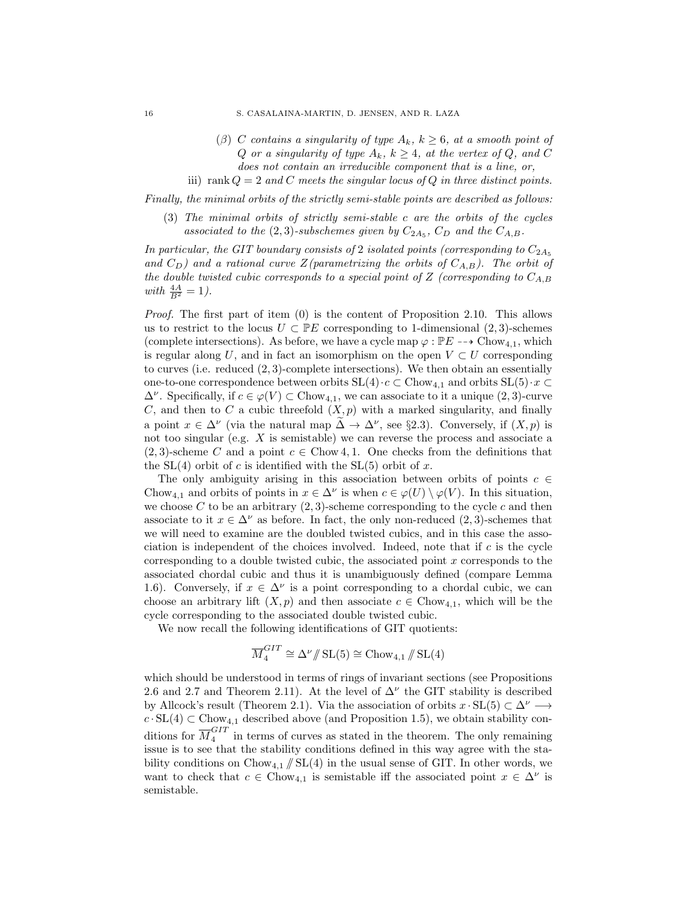($\beta$) *$C$ contains a singularity of type $A_k$, $k \geq 6$, at a smooth point of $Q$ or a singularity of type $A_k$, $k \geq 4$, at the vertex of $Q$, and $C$ does not contain an irreducible component that is a line, or,*

iii) *$\operatorname{rank} Q = 2$ and $C$ meets the singular locus of $Q$ in three distinct points.*

*Finally, the minimal orbits of the strictly semi-stable points are described as follows:*

(3) *The minimal orbits of strictly semi-stable $c$ are the orbits of the cycles associated to the $(2,3)$-subschemes given by $C_{2A_5}$, $C_D$ and the $C_{A,B}$.*

*In particular, the GIT boundary consists of 2 isolated points (corresponding to $C_{2A_5}$ and $C_D$) and a rational curve $Z$ (parametrizing the orbits of $C_{A,B}$). The orbit of the double twisted cubic corresponds to a special point of $Z$ (corresponding to $C_{A,B}$ with $\frac{4A}{B^2} = 1$).*

*Proof.* The first part of item (0) is the content of Proposition 2.10. This allows us to restrict to the locus $U \subset \mathbb{P}E$ corresponding to 1-dimensional $(2,3)$-schemes (complete intersections). As before, we have a cycle map $\varphi : \mathbb{P}E \dashrightarrow \operatorname{Chow}_{4,1}$, which is regular along $U$, and in fact an isomorphism on the open $V \subset U$ corresponding to curves (i.e. reduced $(2,3)$-complete intersections). We then obtain an essentially one-to-one correspondence between orbits $\operatorname{SL}(4) \cdot c \subset \operatorname{Chow}_{4,1}$ and orbits $\operatorname{SL}(5) \cdot x \subset \Delta^\nu$. Specifically, if $c \in \varphi(V) \subset \operatorname{Chow}_{4,1}$, we can associate to it a unique $(2,3)$-curve $C$, and then to $C$ a cubic threefold $(X, p)$ with a marked singularity, and finally a point $x \in \Delta^\nu$ (via the natural map $\widetilde{\Delta} \to \Delta^\nu$, see §2.3). Conversely, if $(X,p)$ is not too singular (e.g. $X$ is semistable) we can reverse the process and associate a $(2,3)$-scheme $C$ and a point $c \in \operatorname{Chow} 4, 1$. One checks from the definitions that the $\operatorname{SL}(4)$ orbit of $c$ is identified with the $\operatorname{SL}(5)$ orbit of $x$.

The only ambiguity arising in this association between orbits of points $c \in \operatorname{Chow}_{4,1}$ and orbits of points in $x \in \Delta^\nu$ is when $c \in \varphi(U) \setminus \varphi(V)$. In this situation, we choose $C$ to be an arbitrary $(2,3)$-scheme corresponding to the cycle $c$ and then associate to it $x \in \Delta^\nu$ as before. In fact, the only non-reduced $(2,3)$-schemes that we will need to examine are the doubled twisted cubics, and in this case the association is independent of the choices involved. Indeed, note that if $c$ is the cycle corresponding to a double twisted cubic, the associated point $x$ corresponds to the associated chordal cubic and thus it is unambiguously defined (compare Lemma 1.6). Conversely, if $x \in \Delta^\nu$ is a point corresponding to a chordal cubic, we can choose an arbitrary lift $(X,p)$ and then associate $c \in \operatorname{Chow}_{4,1}$, which will be the cycle corresponding to the associated double twisted cubic.

We now recall the following identifications of GIT quotients:

$$\overline{M}_4^{GIT} \cong \Delta^\nu /\!\!/ \operatorname{SL}(5) \cong \operatorname{Chow}_{4,1} /\!\!/ \operatorname{SL}(4)$$

which should be understood in terms of rings of invariant sections (see Propositions 2.6 and 2.7 and Theorem 2.11). At the level of $\Delta^\nu$ the GIT stability is described by Allcock's result (Theorem 2.1). Via the association of orbits $x \cdot \operatorname{SL}(5) \subset \Delta^\nu \longrightarrow c \cdot \operatorname{SL}(4) \subset \operatorname{Chow}_{4,1}$ described above (and Proposition 1.5), we obtain stability conditions for $\overline{M}_4^{GIT}$ in terms of curves as stated in the theorem. The only remaining issue is to see that the stability conditions defined in this way agree with the stability conditions on $\operatorname{Chow}_{4,1} /\!\!/ \operatorname{SL}(4)$ in the usual sense of GIT. In other words, we want to check that $c \in \operatorname{Chow}_{4,1}$ is semistable iff the associated point $x \in \Delta^\nu$ is semistable.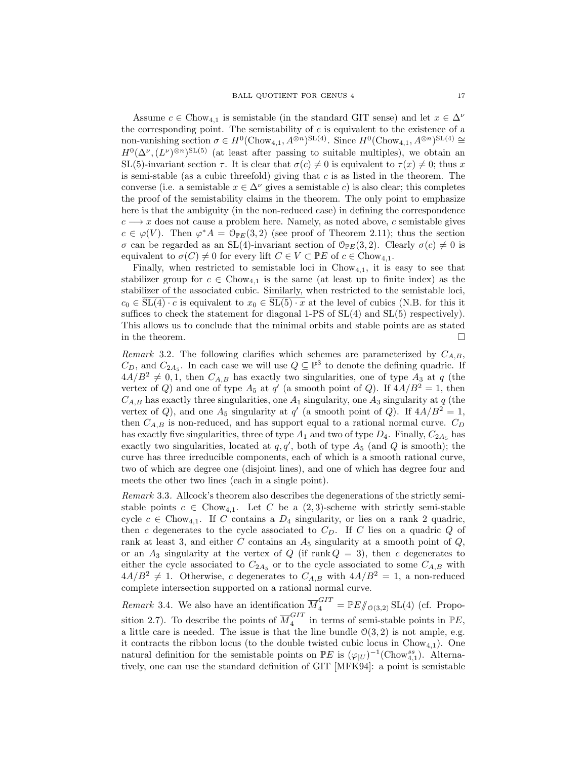Assume $c \in \mathrm{Chow}_{4,1}$ is semistable (in the standard GIT sense) and let $x \in \Delta^\nu$ the corresponding point. The semistability of $c$ is equivalent to the existence of a non-vanishing section $\sigma \in H^0(\mathrm{Chow}_{4,1}, A^{\otimes n})^{\mathrm{SL}(4)}$. Since $H^0(\mathrm{Chow}_{4,1}, A^{\otimes n})^{\mathrm{SL}(4)} \cong H^0(\Delta^\nu, (L^\nu)^{\otimes n})^{\mathrm{SL}(5)}$ (at least after passing to suitable multiples), we obtain an SL(5)-invariant section $\tau$. It is clear that $\sigma(c) \neq 0$ is equivalent to $\tau(x) \neq 0$; thus $x$ is semi-stable (as a cubic threefold) giving that $c$ is as listed in the theorem. The converse (i.e. a semistable $x \in \Delta^\nu$ gives a semistable $c$) is also clear; this completes the proof of the semistability claims in the theorem. The only point to emphasize here is that the ambiguity (in the non-reduced case) in defining the correspondence $c \longrightarrow x$ does not cause a problem here. Namely, as noted above, $c$ semistable gives $c \in \varphi(V)$. Then $\varphi^* A = \mathcal{O}_{\mathbb{P}E}(3,2)$ (see proof of Theorem 2.11); thus the section $\sigma$ can be regarded as an SL(4)-invariant section of $\mathcal{O}_{\mathbb{P}E}(3,2)$. Clearly $\sigma(c) \neq 0$ is equivalent to $\sigma(C) \neq 0$ for every lift $C \in V \subset \mathbb{P}E$ of $c \in \mathrm{Chow}_{4,1}$.

Finally, when restricted to semistable loci in $\mathrm{Chow}_{4,1}$, it is easy to see that stabilizer group for $c \in \mathrm{Chow}_{4,1}$ is the same (at least up to finite index) as the stabilizer of the associated cubic. Similarly, when restricted to the semistable loci, $c_0 \in \overline{\mathrm{SL}(4) \cdot c}$ is equivalent to $x_0 \in \overline{\mathrm{SL}(5) \cdot x}$ at the level of cubics (N.B. for this it suffices to check the statement for diagonal 1-PS of SL(4) and SL(5) respectively). This allows us to conclude that the minimal orbits and stable points are as stated in the theorem. □

*Remark* 3.2. The following clarifies which schemes are parameterized by $C_{A,B}$, $C_D$, and $C_{2A_5}$. In each case we will use $Q \subseteq \mathbb{P}^3$ to denote the defining quadric. If $4A/B^2 \neq 0, 1$, then $C_{A,B}$ has exactly two singularities, one of type $A_3$ at $q$ (the vertex of $Q$) and one of type $A_5$ at $q'$ (a smooth point of $Q$). If $4A/B^2 = 1$, then $C_{A,B}$ has exactly three singularities, one $A_1$ singularity, one $A_3$ singularity at $q$ (the vertex of $Q$), and one $A_5$ singularity at $q'$ (a smooth point of $Q$). If $4A/B^2 = 1$, then $C_{A,B}$ is non-reduced, and has support equal to a rational normal curve. $C_D$ has exactly five singularities, three of type $A_1$ and two of type $D_4$. Finally, $C_{2A_5}$ has exactly two singularities, located at $q, q'$, both of type $A_5$ (and $Q$ is smooth); the curve has three irreducible components, each of which is a smooth rational curve, two of which are degree one (disjoint lines), and one of which has degree four and meets the other two lines (each in a single point).

*Remark* 3.3. Allcock's theorem also describes the degenerations of the strictly semi-stable points $c \in \mathrm{Chow}_{4,1}$. Let $C$ be a $(2,3)$-scheme with strictly semi-stable cycle $c \in \mathrm{Chow}_{4,1}$. If $C$ contains a $D_4$ singularity, or lies on a rank 2 quadric, then $c$ degenerates to the cycle associated to $C_D$. If $C$ lies on a quadric $Q$ of rank at least 3, and either $C$ contains an $A_5$ singularity at a smooth point of $Q$, or an $A_3$ singularity at the vertex of $Q$ (if $\operatorname{rank} Q = 3$), then $c$ degenerates to either the cycle associated to $C_{2A_5}$ or to the cycle associated to some $C_{A,B}$ with $4A/B^2 \neq 1$. Otherwise, $c$ degenerates to $C_{A,B}$ with $4A/B^2 = 1$, a non-reduced complete intersection supported on a rational normal curve.

*Remark* 3.4. We also have an identification $\overline{M}_4^{GIT} = \mathbb{P}E /\!\!/_{\mathcal{O}(3,2)} \mathrm{SL}(4)$ (cf. Proposition 2.7). To describe the points of $\overline{M}_4^{GIT}$ in terms of semi-stable points in $\mathbb{P}E$, a little care is needed. The issue is that the line bundle $\mathcal{O}(3,2)$ is not ample, e.g. it contracts the ribbon locus (to the double twisted cubic locus in $\mathrm{Chow}_{4,1}$). One natural definition for the semistable points on $\mathbb{P}E$ is $(\varphi_{|U})^{-1}(\mathrm{Chow}_{4,1}^{ss})$. Alternatively, one can use the standard definition of GIT [MFK94]: a point is semistable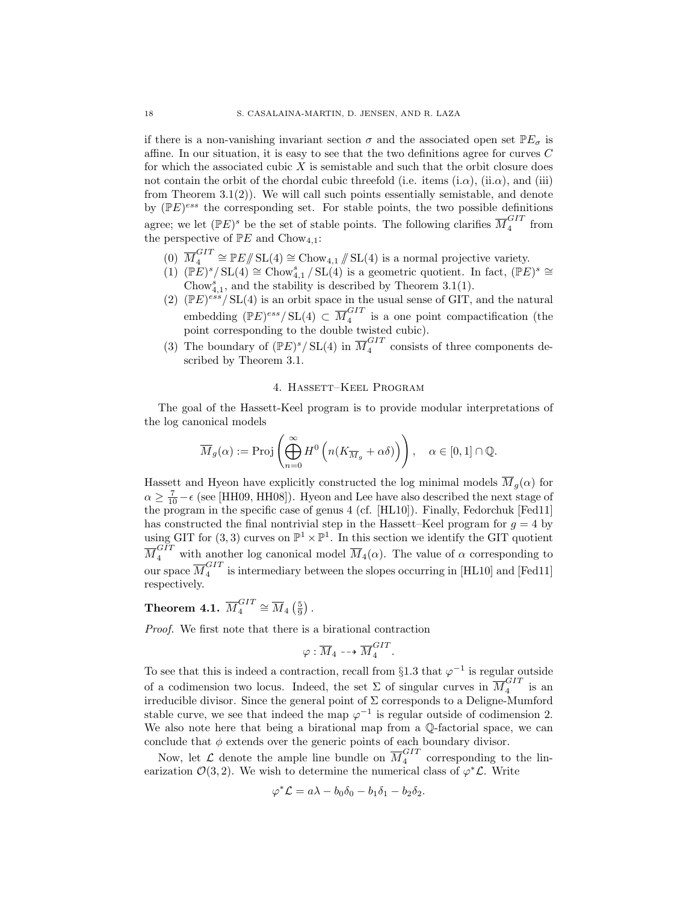if there is a non-vanishing invariant section $\sigma$ and the associated open set $\mathbb{P}E_\sigma$ is affine. In our situation, it is easy to see that the two definitions agree for curves $C$ for which the associated cubic $X$ is semistable and such that the orbit closure does not contain the orbit of the chordal cubic threefold (i.e. items (i.$\alpha$), (ii.$\alpha$), and (iii) from Theorem 3.1(2)). We will call such points essentially semistable, and denote by $(\mathbb{P}E)^{ess}$ the corresponding set. For stable points, the two possible definitions agree; we let $(\mathbb{P}E)^s$ be the set of stable points. The following clarifies $\overline{M}_4^{GIT}$ from the perspective of $\mathbb{P}E$ and $\mathrm{Chow}_{4,1}$:

(0) $\overline{M}_4^{GIT} \cong \mathbb{P}E /\!\!/ \mathrm{SL}(4) \cong \mathrm{Chow}_{4,1} /\!\!/ \mathrm{SL}(4)$ is a normal projective variety.

(1) $(\mathbb{P}E)^s / \mathrm{SL}(4) \cong \mathrm{Chow}_{4,1}^s / \mathrm{SL}(4)$ is a geometric quotient. In fact, $(\mathbb{P}E)^s \cong \mathrm{Chow}_{4,1}^s$, and the stability is described by Theorem 3.1(1).

(2) $(\mathbb{P}E)^{ess} / \mathrm{SL}(4)$ is an orbit space in the usual sense of GIT, and the natural embedding $(\mathbb{P}E)^{ess} / \mathrm{SL}(4) \subset \overline{M}_4^{GIT}$ is a one point compactification (the point corresponding to the double twisted cubic).

(3) The boundary of $(\mathbb{P}E)^s / \mathrm{SL}(4)$ in $\overline{M}_4^{GIT}$ consists of three components described by Theorem 3.1.

## 4. Hassett–Keel Program

The goal of the Hassett-Keel program is to provide modular interpretations of the log canonical models

$$\overline{M}_g(\alpha) := \mathrm{Proj}\left(\bigoplus_{n=0}^{\infty} H^0\left(n(K_{\overline{M}_g} + \alpha\delta)\right)\right), \quad \alpha \in [0,1] \cap \mathbb{Q}.$$

Hassett and Hyeon have explicitly constructed the log minimal models $\overline{M}_g(\alpha)$ for $\alpha \geq \frac{7}{10} - \epsilon$ (see [HH09, HH08]). Hyeon and Lee have also described the next stage of the program in the specific case of genus 4 (cf. [HL10]). Finally, Fedorchuk [Fed11] has constructed the final nontrivial step in the Hassett–Keel program for $g = 4$ by using GIT for $(3,3)$ curves on $\mathbb{P}^1 \times \mathbb{P}^1$. In this section we identify the GIT quotient $\overline{M}_4^{GIT}$ with another log canonical model $\overline{M}_4(\alpha)$. The value of $\alpha$ corresponding to our space $\overline{M}_4^{GIT}$ is intermediary between the slopes occurring in [HL10] and [Fed11] respectively.

**Theorem 4.1.** $\overline{M}_4^{GIT} \cong \overline{M}_4\left(\frac{5}{9}\right)$.

*Proof.* We first note that there is a birational contraction

$$\varphi : \overline{M}_4 \dashrightarrow \overline{M}_4^{GIT}.$$

To see that this is indeed a contraction, recall from §1.3 that $\varphi^{-1}$ is regular outside of a codimension two locus. Indeed, the set $\Sigma$ of singular curves in $\overline{M}_4^{GIT}$ is an irreducible divisor. Since the general point of $\Sigma$ corresponds to a Deligne-Mumford stable curve, we see that indeed the map $\varphi^{-1}$ is regular outside of codimension 2. We also note here that being a birational map from a $\mathbb{Q}$-factorial space, we can conclude that $\phi$ extends over the generic points of each boundary divisor.

Now, let $\mathcal{L}$ denote the ample line bundle on $\overline{M}_4^{GIT}$ corresponding to the linearization $\mathcal{O}(3,2)$. We wish to determine the numerical class of $\varphi^*\mathcal{L}$. Write

$$\varphi^*\mathcal{L} = a\lambda - b_0\delta_0 - b_1\delta_1 - b_2\delta_2.$$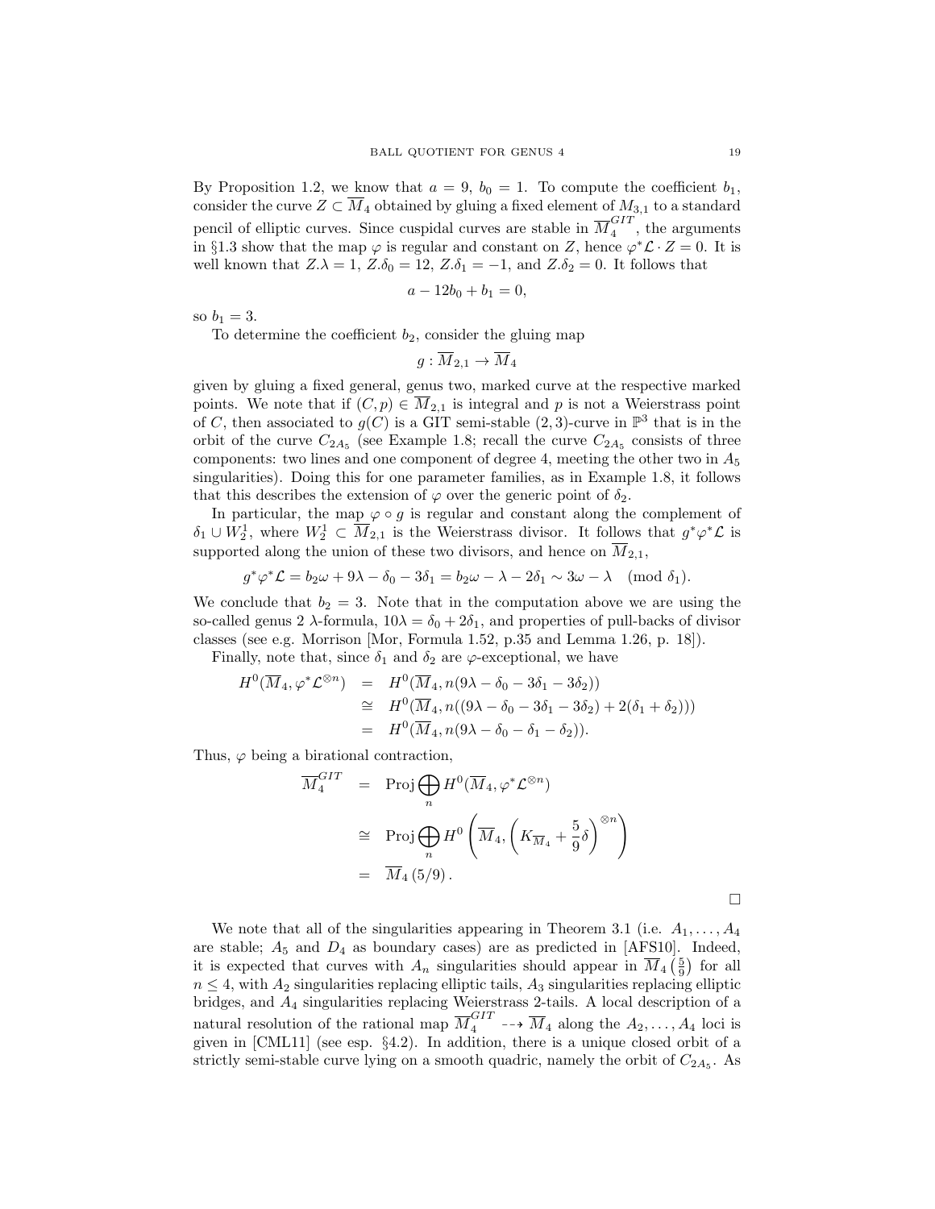By Proposition 1.2, we know that $a = 9$, $b_0 = 1$. To compute the coefficient $b_1$, consider the curve $Z \subset \overline{M}_4$ obtained by gluing a fixed element of $M_{3,1}$ to a standard pencil of elliptic curves. Since cuspidal curves are stable in $\overline{M}_4^{GIT}$, the arguments in §1.3 show that the map $\varphi$ is regular and constant on $Z$, hence $\varphi^*\mathcal{L} \cdot Z = 0$. It is well known that $Z.\lambda = 1$, $Z.\delta_0 = 12$, $Z.\delta_1 = -1$, and $Z.\delta_2 = 0$. It follows that

$$a - 12b_0 + b_1 = 0,$$

so $b_1 = 3$.

To determine the coefficient $b_2$, consider the gluing map

$$g : \overline{M}_{2,1} \to \overline{M}_4$$

given by gluing a fixed general, genus two, marked curve at the respective marked points. We note that if $(C, p) \in \overline{M}_{2,1}$ is integral and $p$ is not a Weierstrass point of $C$, then associated to $g(C)$ is a GIT semi-stable $(2, 3)$-curve in $\mathbb{P}^3$ that is in the orbit of the curve $C_{2A_5}$ (see Example 1.8; recall the curve $C_{2A_5}$ consists of three components: two lines and one component of degree 4, meeting the other two in $A_5$ singularities). Doing this for one parameter families, as in Example 1.8, it follows that this describes the extension of $\varphi$ over the generic point of $\delta_2$.

In particular, the map $\varphi \circ g$ is regular and constant along the complement of $\delta_1 \cup W_2^1$, where $W_2^1 \subset \overline{M}_{2,1}$ is the Weierstrass divisor. It follows that $g^*\varphi^*\mathcal{L}$ is supported along the union of these two divisors, and hence on $\overline{M}_{2,1}$,

$$g^*\varphi^*\mathcal{L} = b_2\omega + 9\lambda - \delta_0 - 3\delta_1 = b_2\omega - \lambda - 2\delta_1 \sim 3\omega - \lambda \pmod{\delta_1}.$$

We conclude that $b_2 = 3$. Note that in the computation above we are using the so-called genus 2 $\lambda$-formula, $10\lambda = \delta_0 + 2\delta_1$, and properties of pull-backs of divisor classes (see e.g. Morrison [Mor, Formula 1.52, p.35 and Lemma 1.26, p. 18]).

Finally, note that, since $\delta_1$ and $\delta_2$ are $\varphi$-exceptional, we have

$$\begin{aligned}
H^0(\overline{M}_4, \varphi^*\mathcal{L}^{\otimes n}) &= H^0(\overline{M}_4, n(9\lambda - \delta_0 - 3\delta_1 - 3\delta_2)) \\
&\cong H^0(\overline{M}_4, n((9\lambda - \delta_0 - 3\delta_1 - 3\delta_2) + 2(\delta_1 + \delta_2))) \\
&= H^0(\overline{M}_4, n(9\lambda - \delta_0 - \delta_1 - \delta_2)).
\end{aligned}$$

Thus, $\varphi$ being a birational contraction,

$$\begin{aligned}
\overline{M}_4^{GIT} &= \operatorname{Proj} \bigoplus_n H^0(\overline{M}_4, \varphi^*\mathcal{L}^{\otimes n}) \\
&\cong \operatorname{Proj} \bigoplus_n H^0\left(\overline{M}_4, \left(K_{\overline{M}_4} + \frac{5}{9}\delta\right)^{\otimes n}\right) \\
&= \overline{M}_4\,(5/9).
\end{aligned}$$

□

We note that all of the singularities appearing in Theorem 3.1 (i.e. $A_1, \ldots, A_4$ are stable; $A_5$ and $D_4$ as boundary cases) are as predicted in [AFS10]. Indeed, it is expected that curves with $A_n$ singularities should appear in $\overline{M}_4\left(\frac{5}{9}\right)$ for all $n \leq 4$, with $A_2$ singularities replacing elliptic tails, $A_3$ singularities replacing elliptic bridges, and $A_4$ singularities replacing Weierstrass 2-tails. A local description of a natural resolution of the rational map $\overline{M}_4^{GIT} \dashrightarrow \overline{M}_4$ along the $A_2, \ldots, A_4$ loci is given in [CML11] (see esp. §4.2). In addition, there is a unique closed orbit of a strictly semi-stable curve lying on a smooth quadric, namely the orbit of $C_{2A_5}$. As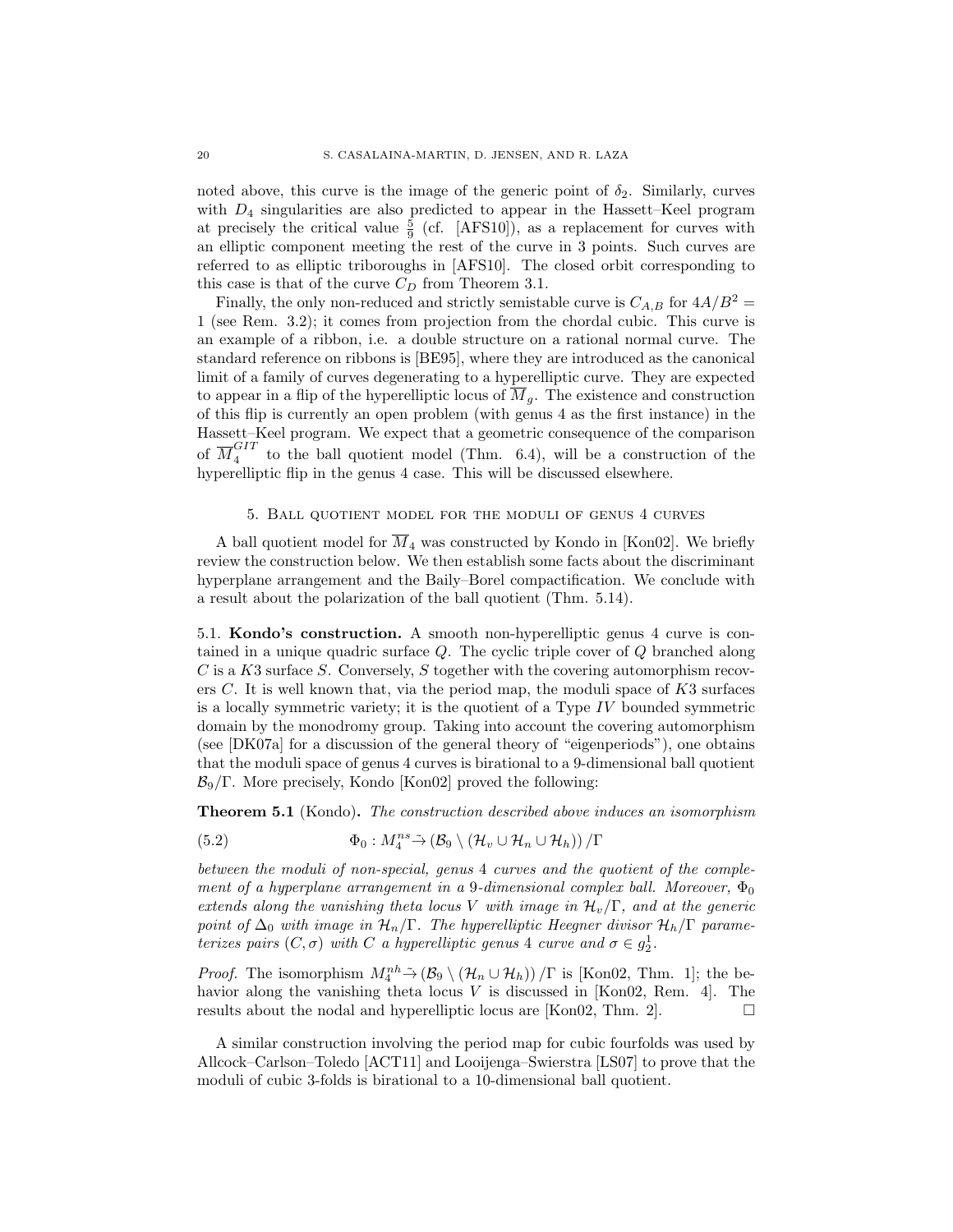noted above, this curve is the image of the generic point of $\delta_2$. Similarly, curves with $D_4$ singularities are also predicted to appear in the Hassett–Keel program at precisely the critical value $\frac{5}{9}$ (cf. [AFS10]), as a replacement for curves with an elliptic component meeting the rest of the curve in 3 points. Such curves are referred to as elliptic triboroughs in [AFS10]. The closed orbit corresponding to this case is that of the curve $C_D$ from Theorem 3.1.

Finally, the only non-reduced and strictly semistable curve is $C_{A,B}$ for $4A/B^2 = 1$ (see Rem. 3.2); it comes from projection from the chordal cubic. This curve is an example of a ribbon, i.e. a double structure on a rational normal curve. The standard reference on ribbons is [BE95], where they are introduced as the canonical limit of a family of curves degenerating to a hyperelliptic curve. They are expected to appear in a flip of the hyperelliptic locus of $\overline{M}_g$. The existence and construction of this flip is currently an open problem (with genus 4 as the first instance) in the Hassett–Keel program. We expect that a geometric consequence of the comparison of $\overline{M}_4^{GIT}$ to the ball quotient model (Thm. 6.4), will be a construction of the hyperelliptic flip in the genus 4 case. This will be discussed elsewhere.

## 5. Ball quotient model for the moduli of genus 4 curves

A ball quotient model for $\overline{M}_4$ was constructed by Kondo in [Kon02]. We briefly review the construction below. We then establish some facts about the discriminant hyperplane arrangement and the Baily–Borel compactification. We conclude with a result about the polarization of the ball quotient (Thm. 5.14).

### 5.1. Kondo's construction.

A smooth non-hyperelliptic genus 4 curve is contained in a unique quadric surface $Q$. The cyclic triple cover of $Q$ branched along $C$ is a $K3$ surface $S$. Conversely, $S$ together with the covering automorphism recovers $C$. It is well known that, via the period map, the moduli space of $K3$ surfaces is a locally symmetric variety; it is the quotient of a Type $IV$ bounded symmetric domain by the monodromy group. Taking into account the covering automorphism (see [DK07a] for a discussion of the general theory of "eigenperiods"), one obtains that the moduli space of genus 4 curves is birational to a 9-dimensional ball quotient $\mathcal{B}_9/\Gamma$. More precisely, Kondo [Kon02] proved the following:

**Theorem 5.1** (Kondo)**.** *The construction described above induces an isomorphism*

$$\Phi_0 : M_4^{ns} \tilde{\to} \left(\mathcal{B}_9 \setminus (\mathcal{H}_v \cup \mathcal{H}_n \cup \mathcal{H}_h)\right)/\Gamma \tag{5.2}$$

*between the moduli of non-special, genus 4 curves and the quotient of the complement of a hyperplane arrangement in a 9-dimensional complex ball. Moreover, $\Phi_0$ extends along the vanishing theta locus $V$ with image in $\mathcal{H}_v/\Gamma$, and at the generic point of $\Delta_0$ with image in $\mathcal{H}_n/\Gamma$. The hyperelliptic Heegner divisor $\mathcal{H}_h/\Gamma$ parameterizes pairs $(C, \sigma)$ with $C$ a hyperelliptic genus 4 curve and $\sigma \in g^1_2$.*

*Proof.* The isomorphism $M_4^{nh} \tilde{\to} \left(\mathcal{B}_9 \setminus (\mathcal{H}_n \cup \mathcal{H}_h)\right)/\Gamma$ is [Kon02, Thm. 1]; the behavior along the vanishing theta locus $V$ is discussed in [Kon02, Rem. 4]. The results about the nodal and hyperelliptic locus are [Kon02, Thm. 2]. □

A similar construction involving the period map for cubic fourfolds was used by Allcock–Carlson–Toledo [ACT11] and Looijenga–Swierstra [LS07] to prove that the moduli of cubic 3-folds is birational to a 10-dimensional ball quotient.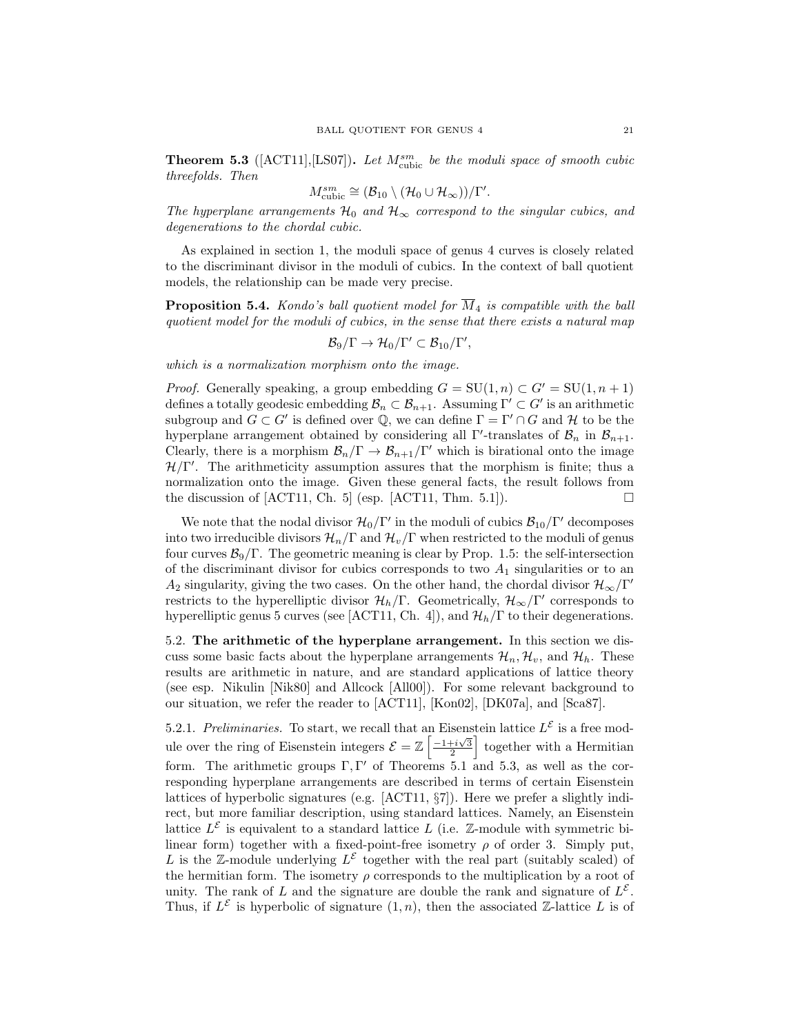**Theorem 5.3** ([ACT11],[LS07])**.** *Let $M^{sm}_{\text{cubic}}$ be the moduli space of smooth cubic threefolds. Then*

$$M^{sm}_{\text{cubic}} \cong (\mathcal{B}_{10} \setminus (\mathcal{H}_0 \cup \mathcal{H}_\infty))/\Gamma'.$$

*The hyperplane arrangements $\mathcal{H}_0$ and $\mathcal{H}_\infty$ correspond to the singular cubics, and degenerations to the chordal cubic.*

As explained in section 1, the moduli space of genus 4 curves is closely related to the discriminant divisor in the moduli of cubics. In the context of ball quotient models, the relationship can be made very precise.

**Proposition 5.4.** *Kondo's ball quotient model for $\overline{M}_4$ is compatible with the ball quotient model for the moduli of cubics, in the sense that there exists a natural map*

$$\mathcal{B}_9/\Gamma \to \mathcal{H}_0/\Gamma' \subset \mathcal{B}_{10}/\Gamma',$$

*which is a normalization morphism onto the image.*

*Proof.* Generally speaking, a group embedding $G = \mathrm{SU}(1,n) \subset G' = \mathrm{SU}(1,n+1)$ defines a totally geodesic embedding $\mathcal{B}_n \subset \mathcal{B}_{n+1}$. Assuming $\Gamma' \subset G'$ is an arithmetic subgroup and $G \subset G'$ is defined over $\mathbb{Q}$, we can define $\Gamma = \Gamma' \cap G$ and $\mathcal{H}$ to be the hyperplane arrangement obtained by considering all $\Gamma'$-translates of $\mathcal{B}_n$ in $\mathcal{B}_{n+1}$. Clearly, there is a morphism $\mathcal{B}_n/\Gamma \to \mathcal{B}_{n+1}/\Gamma'$ which is birational onto the image $\mathcal{H}/\Gamma'$. The arithmeticity assumption assures that the morphism is finite; thus a normalization onto the image. Given these general facts, the result follows from the discussion of [ACT11, Ch. 5] (esp. [ACT11, Thm. 5.1]). $\square$

We note that the nodal divisor $\mathcal{H}_0/\Gamma'$ in the moduli of cubics $\mathcal{B}_{10}/\Gamma'$ decomposes into two irreducible divisors $\mathcal{H}_n/\Gamma$ and $\mathcal{H}_v/\Gamma$ when restricted to the moduli of genus four curves $\mathcal{B}_9/\Gamma$. The geometric meaning is clear by Prop. 1.5: the self-intersection of the discriminant divisor for cubics corresponds to two $A_1$ singularities or to an $A_2$ singularity, giving the two cases. On the other hand, the chordal divisor $\mathcal{H}_\infty/\Gamma'$ restricts to the hyperelliptic divisor $\mathcal{H}_h/\Gamma$. Geometrically, $\mathcal{H}_\infty/\Gamma'$ corresponds to hyperelliptic genus 5 curves (see [ACT11, Ch. 4]), and $\mathcal{H}_h/\Gamma$ to their degenerations.

5.2. **The arithmetic of the hyperplane arrangement.** In this section we discuss some basic facts about the hyperplane arrangements $\mathcal{H}_n, \mathcal{H}_v$, and $\mathcal{H}_h$. These results are arithmetic in nature, and are standard applications of lattice theory (see esp. Nikulin [Nik80] and Allcock [All00]). For some relevant background to our situation, we refer the reader to [ACT11], [Kon02], [DK07a], and [Sca87].

5.2.1. *Preliminaries.* To start, we recall that an Eisenstein lattice $L^{\mathcal{E}}$ is a free module over the ring of Eisenstein integers $\mathcal{E} = \mathbb{Z}\left[\frac{-1+i\sqrt{3}}{2}\right]$ together with a Hermitian form. The arithmetic groups $\Gamma, \Gamma'$ of Theorems 5.1 and 5.3, as well as the corresponding hyperplane arrangements are described in terms of certain Eisenstein lattices of hyperbolic signatures (e.g. [ACT11, §7]). Here we prefer a slightly indirect, but more familiar description, using standard lattices. Namely, an Eisenstein lattice $L^{\mathcal{E}}$ is equivalent to a standard lattice $L$ (i.e. $\mathbb{Z}$-module with symmetric bilinear form) together with a fixed-point-free isometry $\rho$ of order 3. Simply put, $L$ is the $\mathbb{Z}$-module underlying $L^{\mathcal{E}}$ together with the real part (suitably scaled) of the hermitian form. The isometry $\rho$ corresponds to the multiplication by a root of unity. The rank of $L$ and the signature are double the rank and signature of $L^{\mathcal{E}}$. Thus, if $L^{\mathcal{E}}$ is hyperbolic of signature $(1,n)$, then the associated $\mathbb{Z}$-lattice $L$ is of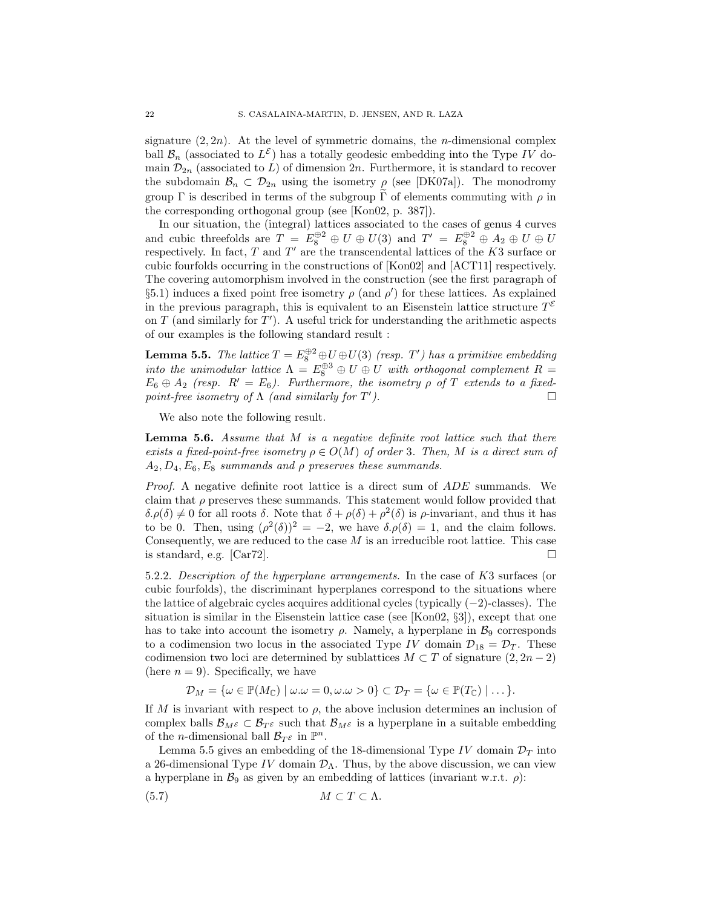signature $(2, 2n)$. At the level of symmetric domains, the $n$-dimensional complex ball $\mathcal{B}_n$ (associated to $L^{\mathcal{E}}$) has a totally geodesic embedding into the Type $IV$ domain $\mathcal{D}_{2n}$ (associated to $L$) of dimension $2n$. Furthermore, it is standard to recover the subdomain $\mathcal{B}_n \subset \mathcal{D}_{2n}$ using the isometry $\rho$ (see [DK07a]). The monodromy group $\Gamma$ is described in terms of the subgroup $\widetilde{\Gamma}$ of elements commuting with $\rho$ in the corresponding orthogonal group (see [Kon02, p. 387]).

In our situation, the (integral) lattices associated to the cases of genus 4 curves and cubic threefolds are $T = E_8^{\oplus 2} \oplus U \oplus U(3)$ and $T' = E_8^{\oplus 2} \oplus A_2 \oplus U \oplus U$ respectively. In fact, $T$ and $T'$ are the transcendental lattices of the $K3$ surface or cubic fourfolds occurring in the constructions of [Kon02] and [ACT11] respectively. The covering automorphism involved in the construction (see the first paragraph of §5.1) induces a fixed point free isometry $\rho$ (and $\rho'$) for these lattices. As explained in the previous paragraph, this is equivalent to an Eisenstein lattice structure $T^{\mathcal{E}}$ on $T$ (and similarly for $T'$). A useful trick for understanding the arithmetic aspects of our examples is the following standard result :

**Lemma 5.5.** *The lattice $T = E_8^{\oplus 2} \oplus U \oplus U(3)$ (resp. $T'$) has a primitive embedding into the unimodular lattice $\Lambda = E_8^{\oplus 3} \oplus U \oplus U$ with orthogonal complement $R = E_6 \oplus A_2$ (resp. $R' = E_6$). Furthermore, the isometry $\rho$ of $T$ extends to a fixed-point-free isometry of $\Lambda$ (and similarly for $T'$).* □

We also note the following result.

**Lemma 5.6.** *Assume that $M$ is a negative definite root lattice such that there exists a fixed-point-free isometry $\rho \in O(M)$ of order 3. Then, $M$ is a direct sum of $A_2, D_4, E_6, E_8$ summands and $\rho$ preserves these summands.*

*Proof.* A negative definite root lattice is a direct sum of $ADE$ summands. We claim that $\rho$ preserves these summands. This statement would follow provided that $\delta.\rho(\delta) \neq 0$ for all roots $\delta$. Note that $\delta + \rho(\delta) + \rho^2(\delta)$ is $\rho$-invariant, and thus it has to be 0. Then, using $(\rho^2(\delta))^2 = -2$, we have $\delta.\rho(\delta) = 1$, and the claim follows. Consequently, we are reduced to the case $M$ is an irreducible root lattice. This case is standard, e.g. [Car72]. □

5.2.2. *Description of the hyperplane arrangements.* In the case of $K3$ surfaces (or cubic fourfolds), the discriminant hyperplanes correspond to the situations where the lattice of algebraic cycles acquires additional cycles (typically $(-2)$-classes). The situation is similar in the Eisenstein lattice case (see [Kon02, §3]), except that one has to take into account the isometry $\rho$. Namely, a hyperplane in $\mathcal{B}_9$ corresponds to a codimension two locus in the associated Type $IV$ domain $\mathcal{D}_{18} = \mathcal{D}_T$. These codimension two loci are determined by sublattices $M \subset T$ of signature $(2, 2n-2)$ (here $n = 9$). Specifically, we have

$$\mathcal{D}_M = \{\omega \in \mathbb{P}(M_{\mathbb{C}}) \mid \omega.\omega = 0, \omega.\omega > 0\} \subset \mathcal{D}_T = \{\omega \in \mathbb{P}(T_{\mathbb{C}}) \mid \dots\}.$$

If $M$ is invariant with respect to $\rho$, the above inclusion determines an inclusion of complex balls $\mathcal{B}_{M^{\mathcal{E}}} \subset \mathcal{B}_{T^{\mathcal{E}}}$ such that $\mathcal{B}_{M^{\mathcal{E}}}$ is a hyperplane in a suitable embedding of the $n$-dimensional ball $\mathcal{B}_{T^{\mathcal{E}}}$ in $\mathbb{P}^n$.

Lemma 5.5 gives an embedding of the 18-dimensional Type $IV$ domain $\mathcal{D}_T$ into a 26-dimensional Type $IV$ domain $\mathcal{D}_\Lambda$. Thus, by the above discussion, we can view a hyperplane in $\mathcal{B}_9$ as given by an embedding of lattices (invariant w.r.t. $\rho$):

$$M \subset T \subset \Lambda. \tag{5.7}$$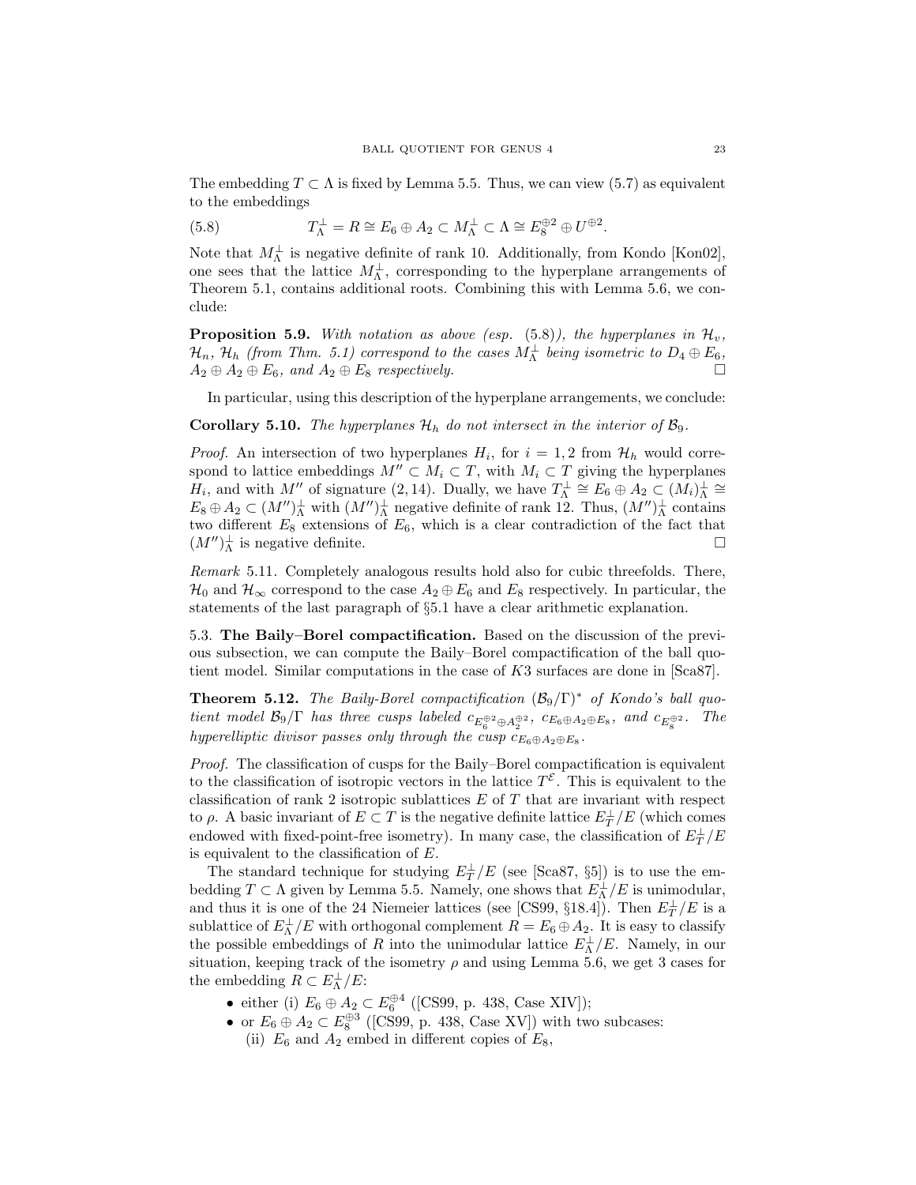The embedding $T \subset \Lambda$ is fixed by Lemma 5.5. Thus, we can view (5.7) as equivalent to the embeddings

$$T_\Lambda^\perp = R \cong E_6 \oplus A_2 \subset M_\Lambda^\perp \subset \Lambda \cong E_8^{\oplus 2} \oplus U^{\oplus 2}. \tag{5.8}$$

Note that $M_\Lambda^\perp$ is negative definite of rank 10. Additionally, from Kondo [Kon02], one sees that the lattice $M_\Lambda^\perp$, corresponding to the hyperplane arrangements of Theorem 5.1, contains additional roots. Combining this with Lemma 5.6, we conclude:

**Proposition 5.9.** *With notation as above (esp. (5.8)), the hyperplanes in $\mathcal{H}_v$, $\mathcal{H}_n$, $\mathcal{H}_h$ (from Thm. 5.1) correspond to the cases $M_\Lambda^\perp$ being isometric to $D_4 \oplus E_6$, $A_2 \oplus A_2 \oplus E_6$, and $A_2 \oplus E_8$ respectively.* □

In particular, using this description of the hyperplane arrangements, we conclude:

**Corollary 5.10.** *The hyperplanes $\mathcal{H}_h$ do not intersect in the interior of $\mathcal{B}_9$.*

*Proof.* An intersection of two hyperplanes $H_i$, for $i = 1, 2$ from $\mathcal{H}_h$ would correspond to lattice embeddings $M'' \subset M_i \subset T$, with $M_i \subset T$ giving the hyperplanes $H_i$, and with $M''$ of signature $(2, 14)$. Dually, we have $T_\Lambda^\perp \cong E_6 \oplus A_2 \subset (M_i)_\Lambda^\perp \cong E_8 \oplus A_2 \subset (M'')_\Lambda^\perp$ with $(M'')_\Lambda^\perp$ negative definite of rank 12. Thus, $(M'')_\Lambda^\perp$ contains two different $E_8$ extensions of $E_6$, which is a clear contradiction of the fact that $(M'')_\Lambda^\perp$ is negative definite. □

*Remark* 5.11. Completely analogous results hold also for cubic threefolds. There, $\mathcal{H}_0$ and $\mathcal{H}_\infty$ correspond to the case $A_2 \oplus E_6$ and $E_8$ respectively. In particular, the statements of the last paragraph of §5.1 have a clear arithmetic explanation.

### 5.3. The Baily–Borel compactification.

Based on the discussion of the previous subsection, we can compute the Baily–Borel compactification of the ball quotient model. Similar computations in the case of $K3$ surfaces are done in [Sca87].

**Theorem 5.12.** *The Baily-Borel compactification $(\mathcal{B}_9/\Gamma)^*$ of Kondo's ball quotient model $\mathcal{B}_9/\Gamma$ has three cusps labeled $c_{E_6^{\oplus 2} \oplus A_2^{\oplus 2}}$, $c_{E_6 \oplus A_2 \oplus E_8}$, and $c_{E_8^{\oplus 2}}$. The hyperelliptic divisor passes only through the cusp $c_{E_6 \oplus A_2 \oplus E_8}$.*

*Proof.* The classification of cusps for the Baily–Borel compactification is equivalent to the classification of isotropic vectors in the lattice $T^{\mathcal{E}}$. This is equivalent to the classification of rank 2 isotropic sublattices $E$ of $T$ that are invariant with respect to $\rho$. A basic invariant of $E \subset T$ is the negative definite lattice $E_T^\perp/E$ (which comes endowed with fixed-point-free isometry). In many case, the classification of $E_T^\perp/E$ is equivalent to the classification of $E$.

The standard technique for studying $E_T^\perp/E$ (see [Sca87, §5]) is to use the embedding $T \subset \Lambda$ given by Lemma 5.5. Namely, one shows that $E_\Lambda^\perp/E$ is unimodular, and thus it is one of the 24 Niemeier lattices (see [CS99, §18.4]). Then $E_T^\perp/E$ is a sublattice of $E_\Lambda^\perp/E$ with orthogonal complement $R = E_6 \oplus A_2$. It is easy to classify the possible embeddings of $R$ into the unimodular lattice $E_\Lambda^\perp/E$. Namely, in our situation, keeping track of the isometry $\rho$ and using Lemma 5.6, we get 3 cases for the embedding $R \subset E_\Lambda^\perp/E$:

- either (i) $E_6 \oplus A_2 \subset E_6^{\oplus 4}$ ([CS99, p. 438, Case XIV]);
- or $E_6 \oplus A_2 \subset E_8^{\oplus 3}$ ([CS99, p. 438, Case XV]) with two subcases:
  (ii) $E_6$ and $A_2$ embed in different copies of $E_8$,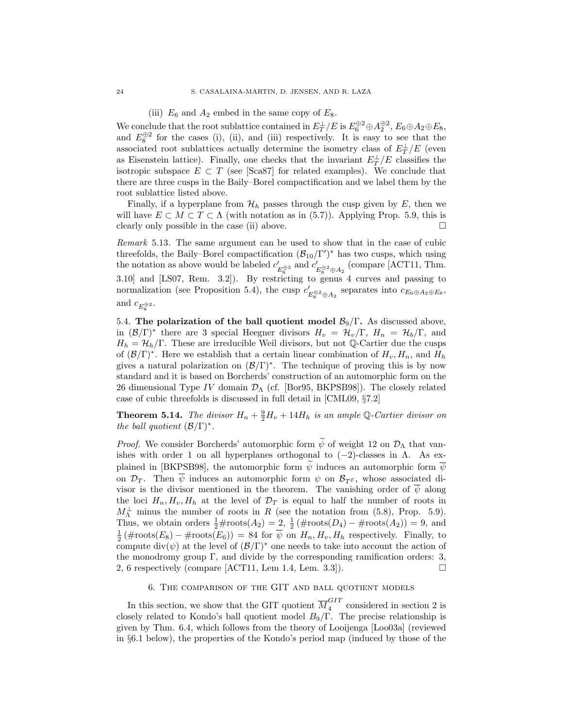(iii) $E_6$ and $A_2$ embed in the same copy of $E_8$.

We conclude that the root sublattice contained in $E_T^\perp/E$ is $E_6^{\oplus 2} \oplus A_2^{\oplus 2}$, $E_6 \oplus A_2 \oplus E_8$, and $E_8^{\oplus 2}$ for the cases (i), (ii), and (iii) respectively. It is easy to see that the associated root sublattices actually determine the isometry class of $E_T^\perp/E$ (even as Eisenstein lattice). Finally, one checks that the invariant $E_T^\perp/E$ classifies the isotropic subspace $E \subset T$ (see [Sca87] for related examples). We conclude that there are three cusps in the Baily–Borel compactification and we label them by the root sublattice listed above.

Finally, if a hyperplane from $\mathcal{H}_h$ passes through the cusp given by $E$, then we will have $E \subset M \subset T \subset \Lambda$ (with notation as in (5.7)). Applying Prop. 5.9, this is clearly only possible in the case (ii) above. $\square$

*Remark* 5.13. The same argument can be used to show that in the case of cubic threefolds, the Baily–Borel compactification $(\mathcal{B}_{10}/\Gamma')^*$ has two cusps, which using the notation as above would be labeled $c'_{E_6^{\oplus 3}}$ and $c'_{E_8^{\oplus 2}\oplus A_2}$ (compare [ACT11, Thm. 3.10] and [LS07, Rem. 3.2]). By restricting to genus 4 curves and passing to normalization (see Proposition 5.4), the cusp $c'_{E_8^{\oplus 2}\oplus A_2}$ separates into $c_{E_6\oplus A_2 \oplus E_8}$, and $c_{E_8^{\oplus 2}}$.

5.4. **The polarization of the ball quotient model $\mathcal{B}_9/\Gamma$.** As discussed above, in $(\mathcal{B}/\Gamma)^*$ there are 3 special Heegner divisors $H_v = \mathcal{H}_v/\Gamma$, $H_n = \mathcal{H}_b/\Gamma$, and $H_h = \mathcal{H}_h/\Gamma$. These are irreducible Weil divisors, but not $\mathbb{Q}$-Cartier due the cusps of $(\mathcal{B}/\Gamma)^*$. Here we establish that a certain linear combination of $H_v, H_n$, and $H_h$ gives a natural polarization on $(\mathcal{B}/\Gamma)^*$. The technique of proving this is by now standard and it is based on Borcherds' construction of an automorphic form on the 26 dimensional Type $IV$ domain $\mathcal{D}_\Lambda$ (cf. [Bor95, BKPSB98]). The closely related case of cubic threefolds is discussed in full detail in [CML09, §7.2]

**Theorem 5.14.** *The divisor $H_n + \frac{9}{2}H_v + 14H_h$ is an ample $\mathbb{Q}$-Cartier divisor on the ball quotient $(\mathcal{B}/\Gamma)^*$.*

*Proof.* We consider Borcherds' automorphic form $\widetilde{\psi}$ of weight 12 on $\mathcal{D}_\Lambda$ that vanishes with order 1 on all hyperplanes orthogonal to $(-2)$-classes in $\Lambda$. As explained in [BKPSB98], the automorphic form $\widetilde{\psi}$ induces an automorphic form $\overline{\psi}$ on $\mathcal{D}_T$. Then $\overline{\psi}$ induces an automorphic form $\psi$ on $\mathcal{B}_{T^\mathcal{E}}$, whose associated divisor is the divisor mentioned in the theorem. The vanishing order of $\overline{\psi}$ along the loci $H_n, H_v, H_h$ at the level of $\mathcal{D}_T$ is equal to half the number of roots in $M_\Lambda^\perp$ minus the number of roots in $R$ (see the notation from (5.8), Prop. 5.9). Thus, we obtain orders $\frac{1}{2}\#\text{roots}(A_2) = 2$, $\frac{1}{2}\left(\#\text{roots}(D_4) - \#\text{roots}(A_2)\right) = 9$, and $\frac{1}{2}\left(\#\text{roots}(E_8) - \#\text{roots}(E_6)\right) = 84$ for $\overline{\psi}$ on $H_n, H_v, H_h$ respectively. Finally, to compute $\text{div}(\psi)$ at the level of $(\mathcal{B}/\Gamma)^*$ one needs to take into account the action of the monodromy group $\Gamma$, and divide by the corresponding ramification orders: 3, 2, 6 respectively (compare [ACT11, Lem 1.4, Lem. 3.3]). $\square$

## 6. The comparison of the GIT and ball quotient models

In this section, we show that the GIT quotient $\overline{M}_4^{GIT}$ considered in section 2 is closely related to Kondo's ball quotient model $B_9/\Gamma$. The precise relationship is given by Thm. 6.4, which follows from the theory of Looijenga [Loo03a] (reviewed in §6.1 below), the properties of the Kondo's period map (induced by those of the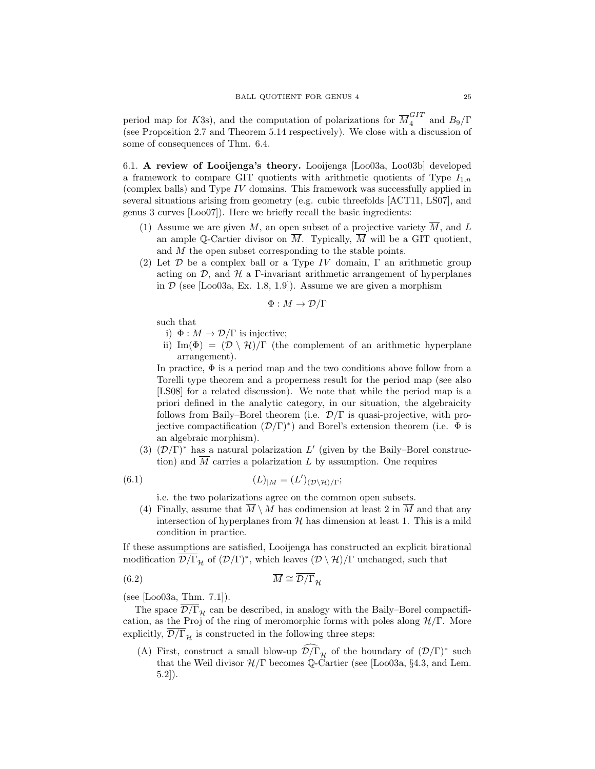period map for $K3$s), and the computation of polarizations for $\overline{M}_4^{GIT}$ and $B_9/\Gamma$ (see Proposition 2.7 and Theorem 5.14 respectively). We close with a discussion of some of consequences of Thm. 6.4.

6.1. **A review of Looijenga's theory.** Looijenga [Loo03a, Loo03b] developed a framework to compare GIT quotients with arithmetic quotients of Type $I_{1,n}$ (complex balls) and Type $IV$ domains. This framework was successfully applied in several situations arising from geometry (e.g. cubic threefolds [ACT11, LS07], and genus 3 curves [Loo07]). Here we briefly recall the basic ingredients:

(1) Assume we are given $M$, an open subset of a projective variety $\overline{M}$, and $L$ an ample $\mathbb{Q}$-Cartier divisor on $\overline{M}$. Typically, $\overline{M}$ will be a GIT quotient, and $M$ the open subset corresponding to the stable points.

(2) Let $\mathcal{D}$ be a complex ball or a Type $IV$ domain, $\Gamma$ an arithmetic group acting on $\mathcal{D}$, and $\mathcal{H}$ a $\Gamma$-invariant arithmetic arrangement of hyperplanes in $\mathcal{D}$ (see [Loo03a, Ex. 1.8, 1.9]). Assume we are given a morphism

$$\Phi : M \to \mathcal{D}/\Gamma$$

such that
   i) $\Phi : M \to \mathcal{D}/\Gamma$ is injective;
   ii) $\mathrm{Im}(\Phi) = (\mathcal{D} \setminus \mathcal{H})/\Gamma$ (the complement of an arithmetic hyperplane arrangement).

In practice, $\Phi$ is a period map and the two conditions above follow from a Torelli type theorem and a properness result for the period map (see also [LS08] for a related discussion). We note that while the period map is a priori defined in the analytic category, in our situation, the algebraicity follows from Baily–Borel theorem (i.e. $\mathcal{D}/\Gamma$ is quasi-projective, with projective compactification $(\mathcal{D}/\Gamma)^*$) and Borel's extension theorem (i.e. $\Phi$ is an algebraic morphism).

(3) $(\mathcal{D}/\Gamma)^*$ has a natural polarization $L'$ (given by the Baily–Borel construction) and $\overline{M}$ carries a polarization $L$ by assumption. One requires

$$(L)_{|M} = (L')_{(\mathcal{D}\setminus\mathcal{H})/\Gamma}; \tag{6.1}$$

i.e. the two polarizations agree on the common open subsets.

(4) Finally, assume that $\overline{M} \setminus M$ has codimension at least 2 in $\overline{M}$ and that any intersection of hyperplanes from $\mathcal{H}$ has dimension at least 1. This is a mild condition in practice.

If these assumptions are satisfied, Looijenga has constructed an explicit birational modification $\overline{\mathcal{D}/\Gamma}_{\mathcal{H}}$ of $(\mathcal{D}/\Gamma)^*$, which leaves $(\mathcal{D} \setminus \mathcal{H})/\Gamma$ unchanged, such that

$$\overline{M} \cong \overline{\mathcal{D}/\Gamma}_{\mathcal{H}} \tag{6.2}$$

(see [Loo03a, Thm. 7.1]).

The space $\overline{\mathcal{D}/\Gamma}_{\mathcal{H}}$ can be described, in analogy with the Baily–Borel compactification, as the Proj of the ring of meromorphic forms with poles along $\mathcal{H}/\Gamma$. More explicitly, $\overline{\mathcal{D}/\Gamma}_{\mathcal{H}}$ is constructed in the following three steps:

(A) First, construct a small blow-up $\widehat{\mathcal{D}/\Gamma}_{\mathcal{H}}$ of the boundary of $(\mathcal{D}/\Gamma)^*$ such that the Weil divisor $\mathcal{H}/\Gamma$ becomes $\mathbb{Q}$-Cartier (see [Loo03a, §4.3, and Lem. 5.2]).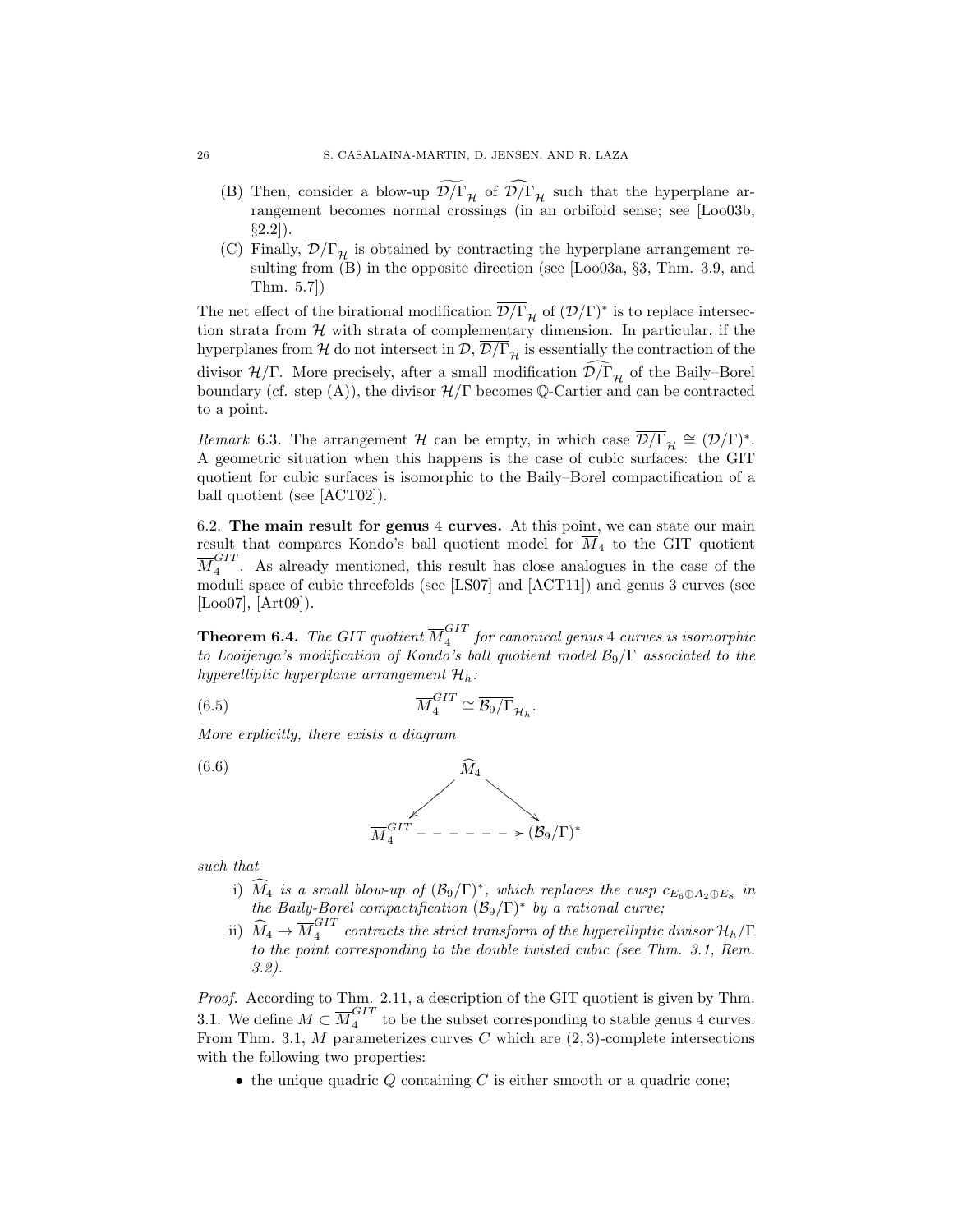(B) Then, consider a blow-up $\widetilde{\mathcal{D}/\Gamma}_{\mathcal{H}}$ of $\widehat{\mathcal{D}/\Gamma}_{\mathcal{H}}$ such that the hyperplane arrangement becomes normal crossings (in an orbifold sense; see [Loo03b, §2.2]).

(C) Finally, $\overline{\mathcal{D}/\Gamma}_{\mathcal{H}}$ is obtained by contracting the hyperplane arrangement resulting from (B) in the opposite direction (see [Loo03a, §3, Thm. 3.9, and Thm. 5.7])

The net effect of the birational modification $\overline{\mathcal{D}/\Gamma}_{\mathcal{H}}$ of $(\mathcal{D}/\Gamma)^*$ is to replace intersection strata from $\mathcal{H}$ with strata of complementary dimension. In particular, if the hyperplanes from $\mathcal{H}$ do not intersect in $\mathcal{D}$, $\overline{\mathcal{D}/\Gamma}_{\mathcal{H}}$ is essentially the contraction of the divisor $\mathcal{H}/\Gamma$. More precisely, after a small modification $\widehat{\mathcal{D}/\Gamma}_{\mathcal{H}}$ of the Baily–Borel boundary (cf. step (A)), the divisor $\mathcal{H}/\Gamma$ becomes $\mathbb{Q}$-Cartier and can be contracted to a point.

*Remark* 6.3. The arrangement $\mathcal{H}$ can be empty, in which case $\overline{\mathcal{D}/\Gamma}_{\mathcal{H}} \cong (\mathcal{D}/\Gamma)^*$. A geometric situation when this happens is the case of cubic surfaces: the GIT quotient for cubic surfaces is isomorphic to the Baily–Borel compactification of a ball quotient (see [ACT02]).

6.2. **The main result for genus 4 curves.** At this point, we can state our main result that compares Kondo's ball quotient model for $\overline{M}_4$ to the GIT quotient $\overline{M}_4^{GIT}$. As already mentioned, this result has close analogues in the case of the moduli space of cubic threefolds (see [LS07] and [ACT11]) and genus 3 curves (see [Loo07], [Art09]).

**Theorem 6.4.** *The GIT quotient $\overline{M}_4^{GIT}$ for canonical genus 4 curves is isomorphic to Looijenga's modification of Kondo's ball quotient model $\mathcal{B}_9/\Gamma$ associated to the hyperelliptic hyperplane arrangement $\mathcal{H}_h$:*

$$\overline{M}_4^{GIT} \cong \overline{\mathcal{B}_9/\Gamma}_{\mathcal{H}_h}. \tag{6.5}$$

*More explicitly, there exists a diagram*

$$\begin{array}{ccc} & \widehat{M}_4 & \\ \swarrow & & \searrow \\ \overline{M}_4^{GIT} & \dashrightarrow & (\mathcal{B}_9/\Gamma)^* \end{array} \tag{6.6}$$

*such that*

i) $\widehat{M}_4$ *is a small blow-up of $(\mathcal{B}_9/\Gamma)^*$, which replaces the cusp $c_{E_6\oplus A_2\oplus E_8}$ in the Baily-Borel compactification $(\mathcal{B}_9/\Gamma)^*$ by a rational curve;*

ii) $\widehat{M}_4 \to \overline{M}_4^{GIT}$ *contracts the strict transform of the hyperelliptic divisor $\mathcal{H}_h/\Gamma$ to the point corresponding to the double twisted cubic (see Thm. 3.1, Rem. 3.2).*

*Proof.* According to Thm. 2.11, a description of the GIT quotient is given by Thm. 3.1. We define $M \subset \overline{M}_4^{GIT}$ to be the subset corresponding to stable genus 4 curves. From Thm. 3.1, $M$ parameterizes curves $C$ which are $(2,3)$-complete intersections with the following two properties:

- the unique quadric $Q$ containing $C$ is either smooth or a quadric cone;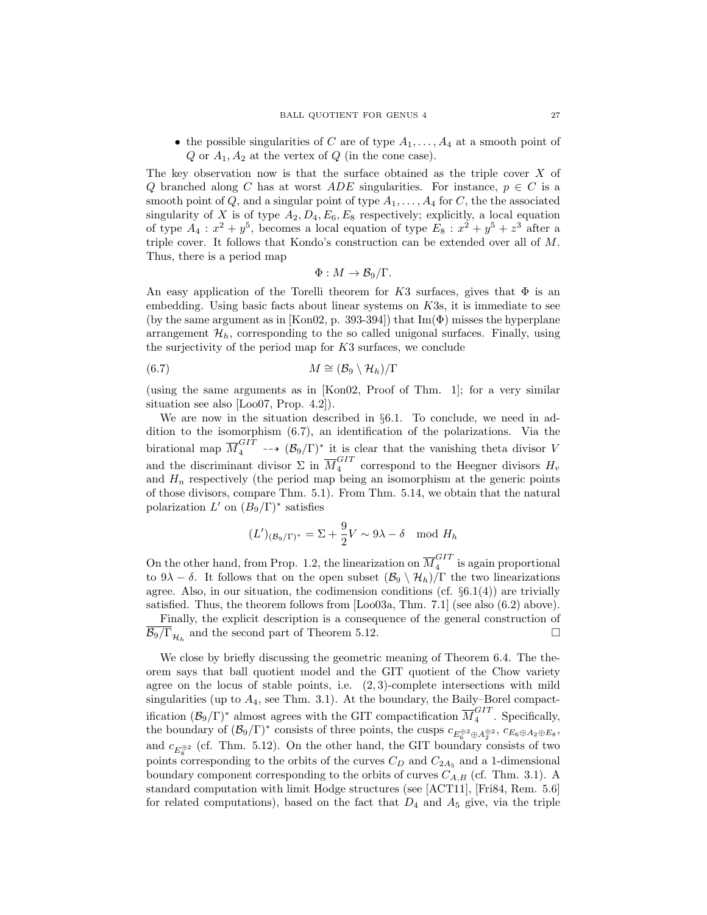- the possible singularities of $C$ are of type $A_1, \dots, A_4$ at a smooth point of $Q$ or $A_1, A_2$ at the vertex of $Q$ (in the cone case).

The key observation now is that the surface obtained as the triple cover $X$ of $Q$ branched along $C$ has at worst $ADE$ singularities. For instance, $p \in C$ is a smooth point of $Q$, and a singular point of type $A_1, \dots, A_4$ for $C$, the the associated singularity of $X$ is of type $A_2, D_4, E_6, E_8$ respectively; explicitly, a local equation of type $A_4 : x^2 + y^5$, becomes a local equation of type $E_8 : x^2 + y^5 + z^3$ after a triple cover. It follows that Kondo's construction can be extended over all of $M$. Thus, there is a period map

$$\Phi : M \to \mathcal{B}_9/\Gamma.$$

An easy application of the Torelli theorem for $K3$ surfaces, gives that $\Phi$ is an embedding. Using basic facts about linear systems on $K3$s, it is immediate to see (by the same argument as in [Kon02, p. 393-394]) that $\mathrm{Im}(\Phi)$ misses the hyperplane arrangement $\mathcal{H}_h$, corresponding to the so called unigonal surfaces. Finally, using the surjectivity of the period map for $K3$ surfaces, we conclude

$$M \cong (\mathcal{B}_9 \setminus \mathcal{H}_h)/\Gamma \tag{6.7}$$

(using the same arguments as in [Kon02, Proof of Thm. 1]; for a very similar situation see also [Loo07, Prop. 4.2]).

We are now in the situation described in §6.1. To conclude, we need in addition to the isomorphism (6.7), an identification of the polarizations. Via the birational map $\overline{M}_4^{GIT} \dashrightarrow (\mathcal{B}_9/\Gamma)^*$ it is clear that the vanishing theta divisor $V$ and the discriminant divisor $\Sigma$ in $\overline{M}_4^{GIT}$ correspond to the Heegner divisors $H_v$ and $H_n$ respectively (the period map being an isomorphism at the generic points of those divisors, compare Thm. 5.1). From Thm. 5.14, we obtain that the natural polarization $L'$ on $(B_9/\Gamma)^*$ satisfies

$$(L')_{(\mathcal{B}_9/\Gamma)^*} = \Sigma + \frac{9}{2}V \sim 9\lambda - \delta \mod H_h$$

On the other hand, from Prop. 1.2, the linearization on $\overline{M}_4^{GIT}$ is again proportional to $9\lambda - \delta$. It follows that on the open subset $(\mathcal{B}_9 \setminus \mathcal{H}_h)/\Gamma$ the two linearizations agree. Also, in our situation, the codimension conditions (cf. §6.1(4)) are trivially satisfied. Thus, the theorem follows from [Loo03a, Thm. 7.1] (see also (6.2) above).

Finally, the explicit description is a consequence of the general construction of $\overline{\mathcal{B}_9/\Gamma}_{\mathcal{H}_h}$ and the second part of Theorem 5.12. $\square$

We close by briefly discussing the geometric meaning of Theorem 6.4. The theorem says that ball quotient model and the GIT quotient of the Chow variety agree on the locus of stable points, i.e. $(2,3)$-complete intersections with mild singularities (up to $A_4$, see Thm. 3.1). At the boundary, the Baily–Borel compactification $(\mathcal{B}_9/\Gamma)^*$ almost agrees with the GIT compactification $\overline{M}_4^{GIT}$. Specifically, the boundary of $(\mathcal{B}_9/\Gamma)^*$ consists of three points, the cusps $c_{E_6^{\oplus 2} \oplus A_2^{\oplus 2}}$, $c_{E_6 \oplus A_2 \oplus E_8}$, and $c_{E_8^{\oplus 2}}$ (cf. Thm. 5.12). On the other hand, the GIT boundary consists of two points corresponding to the orbits of the curves $C_D$ and $C_{2A_5}$ and a 1-dimensional boundary component corresponding to the orbits of curves $C_{A,B}$ (cf. Thm. 3.1). A standard computation with limit Hodge structures (see [ACT11], [Fri84, Rem. 5.6] for related computations), based on the fact that $D_4$ and $A_5$ give, via the triple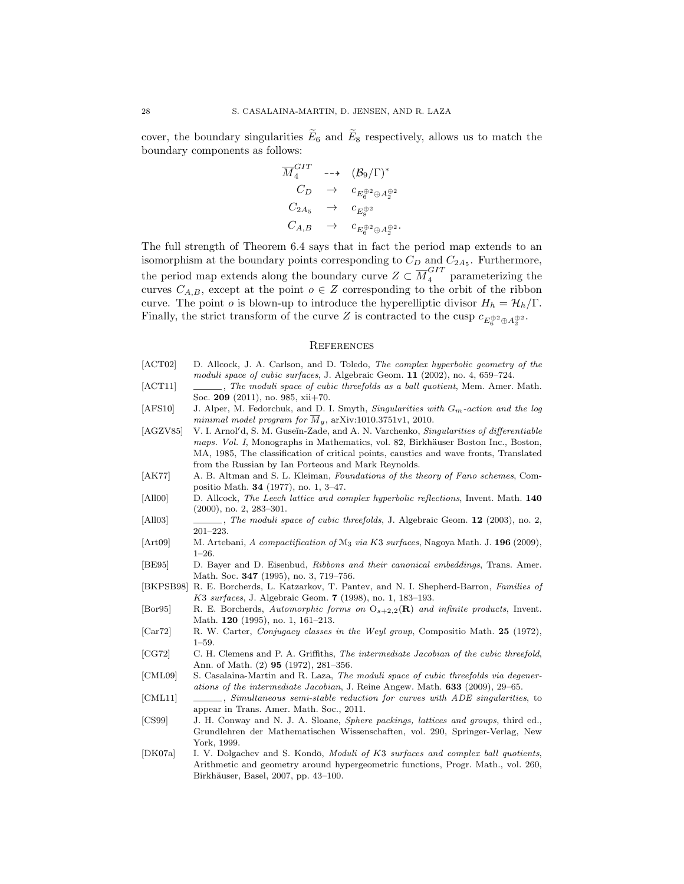cover, the boundary singularities $\widetilde{E}_6$ and $\widetilde{E}_8$ respectively, allows us to match the boundary components as follows:

$$
\begin{array}{ccc}
\overline{M}_4^{GIT} & \dashrightarrow & (\mathcal{B}_9/\Gamma)^* \\
C_D & \to & c_{E_6^{\oplus 2}\oplus A_2^{\oplus 2}} \\
C_{2A_5} & \to & c_{E_8^{\oplus 2}} \\
C_{A,B} & \to & c_{E_6^{\oplus 2}\oplus A_2^{\oplus 2}}.
\end{array}
$$

The full strength of Theorem 6.4 says that in fact the period map extends to an isomorphism at the boundary points corresponding to $C_D$ and $C_{2A_5}$. Furthermore, the period map extends along the boundary curve $Z \subset \overline{M}_4^{GIT}$ parameterizing the curves $C_{A,B}$, except at the point $o \in Z$ corresponding to the orbit of the ribbon curve. The point $o$ is blown-up to introduce the hyperelliptic divisor $H_h = \mathcal{H}_h/\Gamma$. Finally, the strict transform of the curve $Z$ is contracted to the cusp $c_{E_6^{\oplus 2}\oplus A_2^{\oplus 2}}$.

## References

[ACT02] D. Allcock, J. A. Carlson, and D. Toledo, *The complex hyperbolic geometry of the moduli space of cubic surfaces*, J. Algebraic Geom. **11** (2002), no. 4, 659–724.

[ACT11] ______, *The moduli space of cubic threefolds as a ball quotient*, Mem. Amer. Math. Soc. **209** (2011), no. 985, xii+70.

[AFS10] J. Alper, M. Fedorchuk, and D. I. Smyth, *Singularities with $G_m$-action and the log minimal model program for $\overline{M}_g$*, arXiv:1010.3751v1, 2010.

[AGZV85] V. I. Arnolʹd, S. M. Guseĭn-Zade, and A. N. Varchenko, *Singularities of differentiable maps. Vol. I*, Monographs in Mathematics, vol. 82, Birkhäuser Boston Inc., Boston, MA, 1985, The classification of critical points, caustics and wave fronts, Translated from the Russian by Ian Porteous and Mark Reynolds.

[AK77] A. B. Altman and S. L. Kleiman, *Foundations of the theory of Fano schemes*, Compositio Math. **34** (1977), no. 1, 3–47.

[All00] D. Allcock, *The Leech lattice and complex hyperbolic reflections*, Invent. Math. **140** (2000), no. 2, 283–301.

[All03] ______, *The moduli space of cubic threefolds*, J. Algebraic Geom. **12** (2003), no. 2, 201–223.

[Art09] M. Artebani, *A compactification of $\mathcal{M}_3$ via K3 surfaces*, Nagoya Math. J. **196** (2009), 1–26.

[BE95] D. Bayer and D. Eisenbud, *Ribbons and their canonical embeddings*, Trans. Amer. Math. Soc. **347** (1995), no. 3, 719–756.

[BKPSB98] R. E. Borcherds, L. Katzarkov, T. Pantev, and N. I. Shepherd-Barron, *Families of K3 surfaces*, J. Algebraic Geom. **7** (1998), no. 1, 183–193.

[Bor95] R. E. Borcherds, *Automorphic forms on $\mathrm{O}_{s+2,2}(\mathbf{R})$ and infinite products*, Invent. Math. **120** (1995), no. 1, 161–213.

[Car72] R. W. Carter, *Conjugacy classes in the Weyl group*, Compositio Math. **25** (1972), 1–59.

[CG72] C. H. Clemens and P. A. Griffiths, *The intermediate Jacobian of the cubic threefold*, Ann. of Math. (2) **95** (1972), 281–356.

[CML09] S. Casalaina-Martin and R. Laza, *The moduli space of cubic threefolds via degenerations of the intermediate Jacobian*, J. Reine Angew. Math. **633** (2009), 29–65.

[CML11] ______, *Simultaneous semi-stable reduction for curves with ADE singularities*, to appear in Trans. Amer. Math. Soc., 2011.

[CS99] J. H. Conway and N. J. A. Sloane, *Sphere packings, lattices and groups*, third ed., Grundlehren der Mathematischen Wissenschaften, vol. 290, Springer-Verlag, New York, 1999.

[DK07a] I. V. Dolgachev and S. Kondō, *Moduli of K3 surfaces and complex ball quotients*, Arithmetic and geometry around hypergeometric functions, Progr. Math., vol. 260, Birkhäuser, Basel, 2007, pp. 43–100.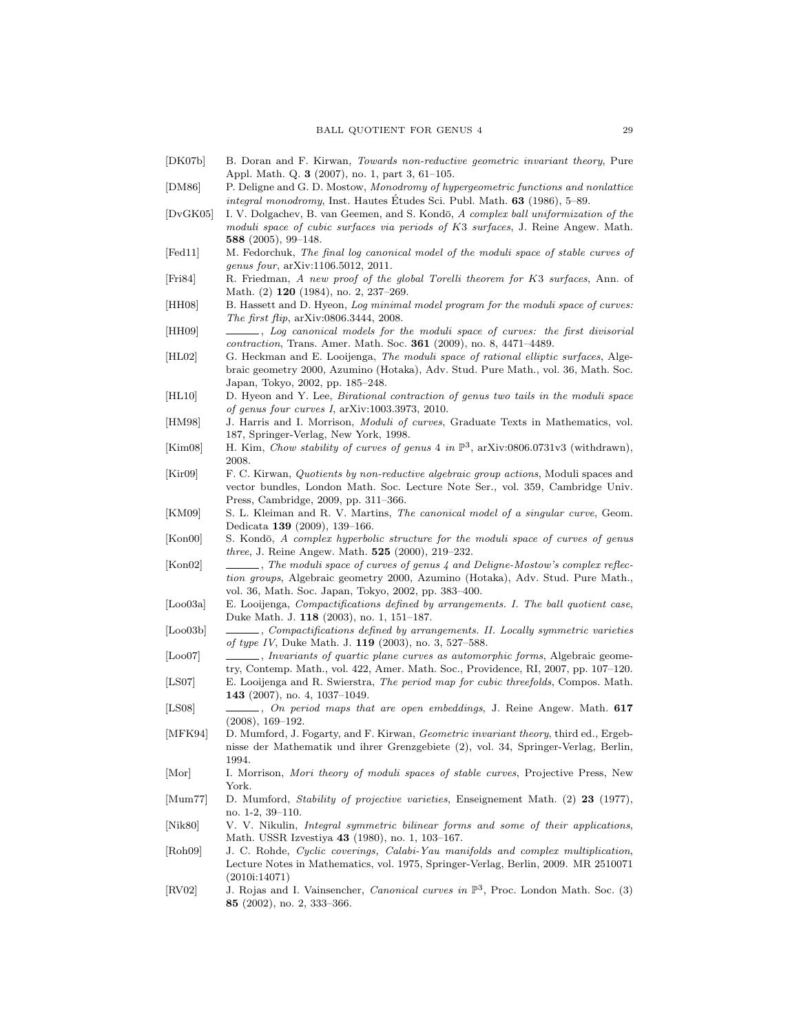[DK07b] B. Doran and F. Kirwan, *Towards non-reductive geometric invariant theory*, Pure Appl. Math. Q. **3** (2007), no. 1, part 3, 61–105.

[DM86] P. Deligne and G. D. Mostow, *Monodromy of hypergeometric functions and nonlattice integral monodromy*, Inst. Hautes Études Sci. Publ. Math. **63** (1986), 5–89.

[DvGK05] I. V. Dolgachev, B. van Geemen, and S. Kondō, *A complex ball uniformization of the moduli space of cubic surfaces via periods of K3 surfaces*, J. Reine Angew. Math. **588** (2005), 99–148.

[Fed11] M. Fedorchuk, *The final log canonical model of the moduli space of stable curves of genus four*, arXiv:1106.5012, 2011.

[Fri84] R. Friedman, *A new proof of the global Torelli theorem for K3 surfaces*, Ann. of Math. (2) **120** (1984), no. 2, 237–269.

[HH08] B. Hassett and D. Hyeon, *Log minimal model program for the moduli space of curves: The first flip*, arXiv:0806.3444, 2008.

[HH09] ———, *Log canonical models for the moduli space of curves: the first divisorial contraction*, Trans. Amer. Math. Soc. **361** (2009), no. 8, 4471–4489.

[HL02] G. Heckman and E. Looijenga, *The moduli space of rational elliptic surfaces*, Algebraic geometry 2000, Azumino (Hotaka), Adv. Stud. Pure Math., vol. 36, Math. Soc. Japan, Tokyo, 2002, pp. 185–248.

[HL10] D. Hyeon and Y. Lee, *Birational contraction of genus two tails in the moduli space of genus four curves I*, arXiv:1003.3973, 2010.

[HM98] J. Harris and I. Morrison, *Moduli of curves*, Graduate Texts in Mathematics, vol. 187, Springer-Verlag, New York, 1998.

[Kim08] H. Kim, *Chow stability of curves of genus 4 in* $\mathbb{P}^3$, arXiv:0806.0731v3 (withdrawn), 2008.

[Kir09] F. C. Kirwan, *Quotients by non-reductive algebraic group actions*, Moduli spaces and vector bundles, London Math. Soc. Lecture Note Ser., vol. 359, Cambridge Univ. Press, Cambridge, 2009, pp. 311–366.

[KM09] S. L. Kleiman and R. V. Martins, *The canonical model of a singular curve*, Geom. Dedicata **139** (2009), 139–166.

[Kon00] S. Kondō, *A complex hyperbolic structure for the moduli space of curves of genus three*, J. Reine Angew. Math. **525** (2000), 219–232.

[Kon02] ———, *The moduli space of curves of genus 4 and Deligne-Mostow's complex reflection groups*, Algebraic geometry 2000, Azumino (Hotaka), Adv. Stud. Pure Math., vol. 36, Math. Soc. Japan, Tokyo, 2002, pp. 383–400.

[Loo03a] E. Looijenga, *Compactifications defined by arrangements. I. The ball quotient case*, Duke Math. J. **118** (2003), no. 1, 151–187.

[Loo03b] ———, *Compactifications defined by arrangements. II. Locally symmetric varieties of type IV*, Duke Math. J. **119** (2003), no. 3, 527–588.

[Loo07] ———, *Invariants of quartic plane curves as automorphic forms*, Algebraic geometry, Contemp. Math., vol. 422, Amer. Math. Soc., Providence, RI, 2007, pp. 107–120.

[LS07] E. Looijenga and R. Swierstra, *The period map for cubic threefolds*, Compos. Math. **143** (2007), no. 4, 1037–1049.

[LS08] ———, *On period maps that are open embeddings*, J. Reine Angew. Math. **617** (2008), 169–192.

[MFK94] D. Mumford, J. Fogarty, and F. Kirwan, *Geometric invariant theory*, third ed., Ergebnisse der Mathematik und ihrer Grenzgebiete (2), vol. 34, Springer-Verlag, Berlin, 1994.

[Mor] I. Morrison, *Mori theory of moduli spaces of stable curves*, Projective Press, New York.

[Mum77] D. Mumford, *Stability of projective varieties*, Enseignement Math. (2) **23** (1977), no. 1-2, 39–110.

[Nik80] V. V. Nikulin, *Integral symmetric bilinear forms and some of their applications*, Math. USSR Izvestiya **43** (1980), no. 1, 103–167.

[Roh09] J. C. Rohde, *Cyclic coverings, Calabi-Yau manifolds and complex multiplication*, Lecture Notes in Mathematics, vol. 1975, Springer-Verlag, Berlin, 2009. MR 2510071 (2010i:14071)

[RV02] J. Rojas and I. Vainsencher, *Canonical curves in* $\mathbb{P}^3$, Proc. London Math. Soc. (3) **85** (2002), no. 2, 333–366.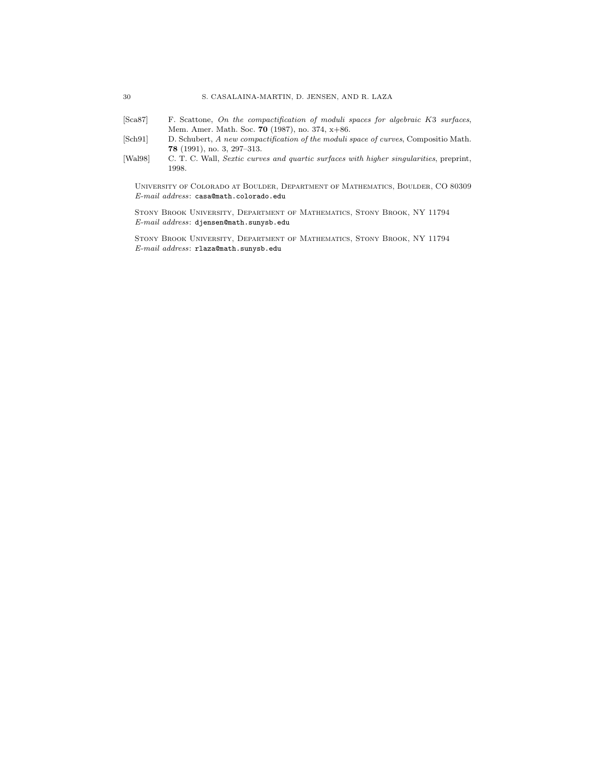[Sca87] F. Scattone, *On the compactification of moduli spaces for algebraic K3 surfaces*, Mem. Amer. Math. Soc. **70** (1987), no. 374, x+86.

[Sch91] D. Schubert, *A new compactification of the moduli space of curves*, Compositio Math. **78** (1991), no. 3, 297–313.

[Wal98] C. T. C. Wall, *Sextic curves and quartic surfaces with higher singularities*, preprint, 1998.

University of Colorado at Boulder, Department of Mathematics, Boulder, CO 80309
*E-mail address*: `casa@math.colorado.edu`

Stony Brook University, Department of Mathematics, Stony Brook, NY 11794
*E-mail address*: `djensen@math.sunysb.edu`

Stony Brook University, Department of Mathematics, Stony Brook, NY 11794
*E-mail address*: `rlaza@math.sunysb.edu`